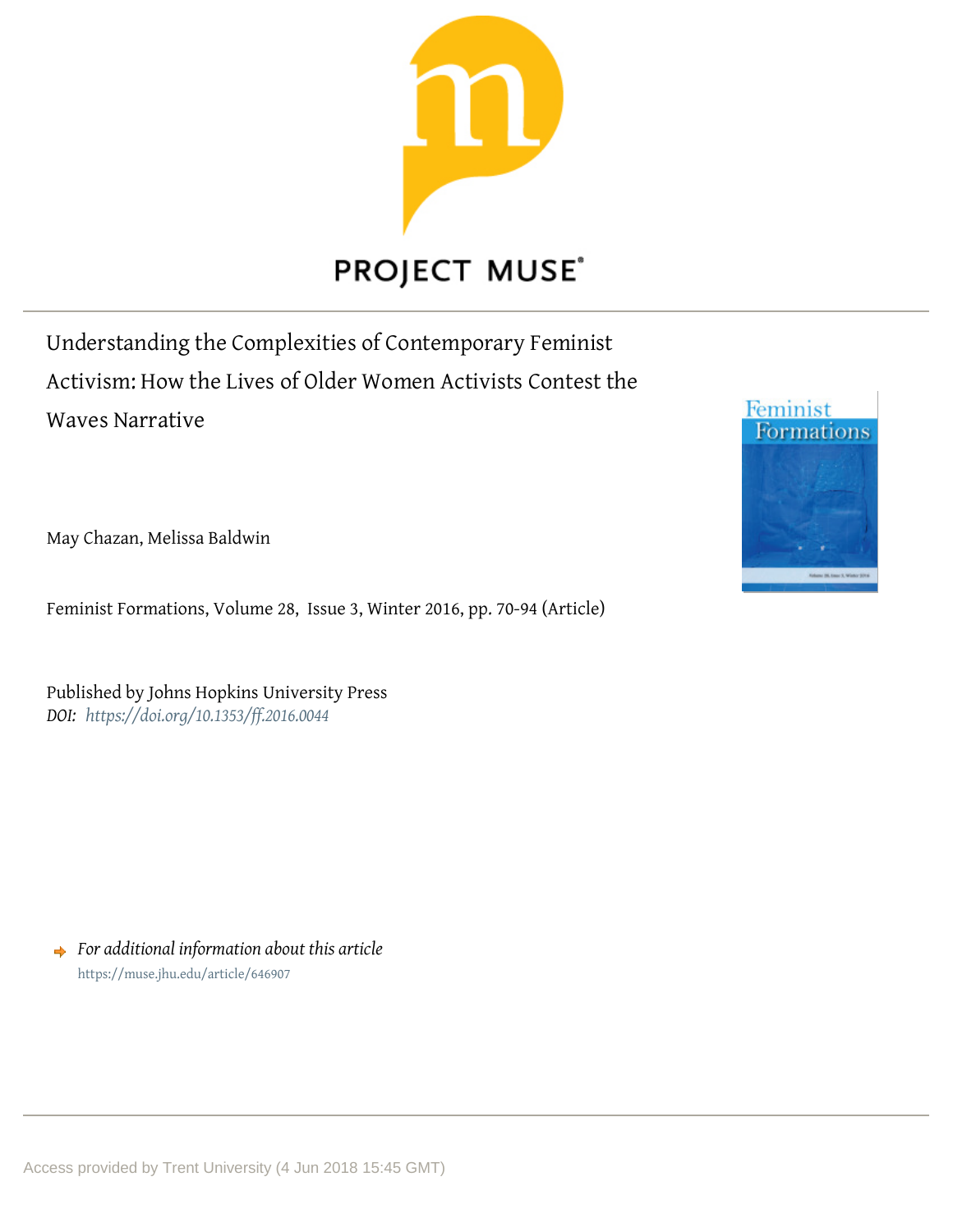# Understanding the Complexities of Contemporary Feminist Activism: How the Lives of Older Women Activists Contest the Waves Narrative

May Chazan, Melissa Baldwin

Feminist Formations, Volume 28, Issue 3, Winter 2016, pp. 70-94 (Article)

Published by Johns Hopkins University Press
*DOI: https://doi.org/10.1353/ff.2016.0044*

*For additional information about this article*
https://muse.jhu.edu/article/646907

Access provided by Trent University (4 Jun 2018 15:45 GMT)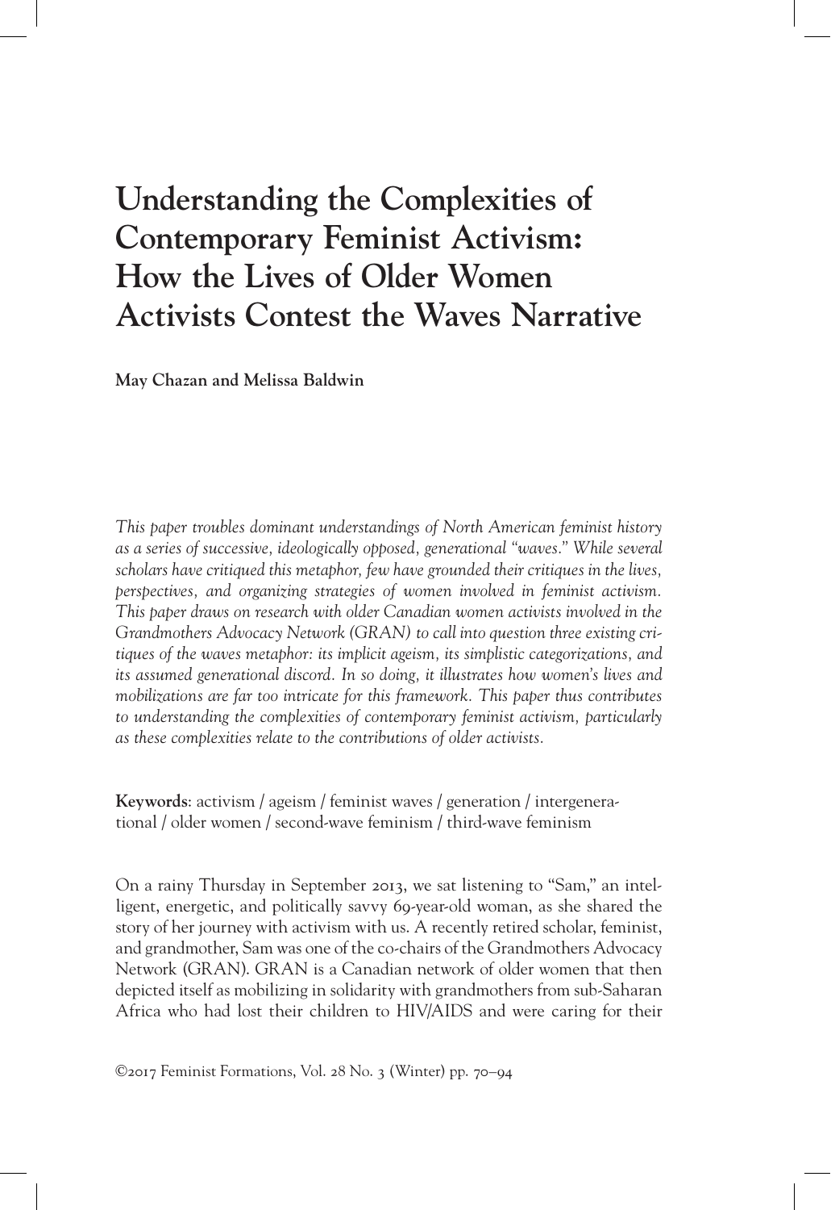# Understanding the Complexities of Contemporary Feminist Activism: How the Lives of Older Women Activists Contest the Waves Narrative

**May Chazan and Melissa Baldwin**

*This paper troubles dominant understandings of North American feminist history as a series of successive, ideologically opposed, generational "waves." While several scholars have critiqued this metaphor, few have grounded their critiques in the lives, perspectives, and organizing strategies of women involved in feminist activism. This paper draws on research with older Canadian women activists involved in the Grandmothers Advocacy Network (GRAN) to call into question three existing critiques of the waves metaphor: its implicit ageism, its simplistic categorizations, and its assumed generational discord. In so doing, it illustrates how women's lives and mobilizations are far too intricate for this framework. This paper thus contributes to understanding the complexities of contemporary feminist activism, particularly as these complexities relate to the contributions of older activists.*

**Keywords**: activism / ageism / feminist waves / generation / intergenerational / older women / second-wave feminism / third-wave feminism

On a rainy Thursday in September 2013, we sat listening to "Sam," an intelligent, energetic, and politically savvy 69-year-old woman, as she shared the story of her journey with activism with us. A recently retired scholar, feminist, and grandmother, Sam was one of the co-chairs of the Grandmothers Advocacy Network (GRAN). GRAN is a Canadian network of older women that then depicted itself as mobilizing in solidarity with grandmothers from sub-Saharan Africa who had lost their children to HIV/AIDS and were caring for their

©2017 Feminist Formations, Vol. 28 No. 3 (Winter) pp. 70–94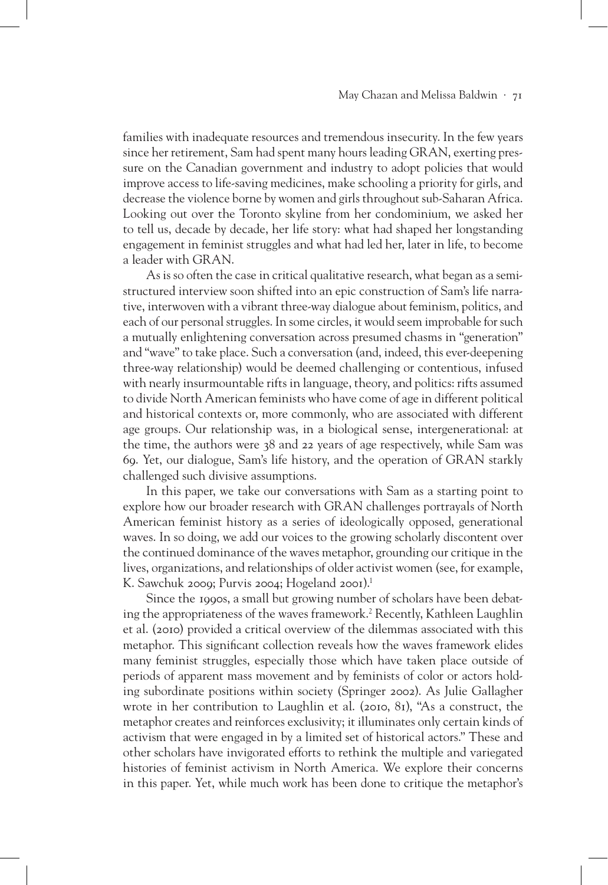families with inadequate resources and tremendous insecurity. In the few years since her retirement, Sam had spent many hours leading GRAN, exerting pressure on the Canadian government and industry to adopt policies that would improve access to life-saving medicines, make schooling a priority for girls, and decrease the violence borne by women and girls throughout sub-Saharan Africa. Looking out over the Toronto skyline from her condominium, we asked her to tell us, decade by decade, her life story: what had shaped her longstanding engagement in feminist struggles and what had led her, later in life, to become a leader with GRAN.

As is so often the case in critical qualitative research, what began as a semi-structured interview soon shifted into an epic construction of Sam's life narrative, interwoven with a vibrant three-way dialogue about feminism, politics, and each of our personal struggles. In some circles, it would seem improbable for such a mutually enlightening conversation across presumed chasms in "generation" and "wave" to take place. Such a conversation (and, indeed, this ever-deepening three-way relationship) would be deemed challenging or contentious, infused with nearly insurmountable rifts in language, theory, and politics: rifts assumed to divide North American feminists who have come of age in different political and historical contexts or, more commonly, who are associated with different age groups. Our relationship was, in a biological sense, intergenerational: at the time, the authors were 38 and 22 years of age respectively, while Sam was 69. Yet, our dialogue, Sam's life history, and the operation of GRAN starkly challenged such divisive assumptions.

In this paper, we take our conversations with Sam as a starting point to explore how our broader research with GRAN challenges portrayals of North American feminist history as a series of ideologically opposed, generational waves. In so doing, we add our voices to the growing scholarly discontent over the continued dominance of the waves metaphor, grounding our critique in the lives, organizations, and relationships of older activist women (see, for example, K. Sawchuk 2009; Purvis 2004; Hogeland 2001).[1]

Since the 1990s, a small but growing number of scholars have been debating the appropriateness of the waves framework.[2] Recently, Kathleen Laughlin et al. (2010) provided a critical overview of the dilemmas associated with this metaphor. This significant collection reveals how the waves framework elides many feminist struggles, especially those which have taken place outside of periods of apparent mass movement and by feminists of color or actors holding subordinate positions within society (Springer 2002). As Julie Gallagher wrote in her contribution to Laughlin et al. (2010, 81), "As a construct, the metaphor creates and reinforces exclusivity; it illuminates only certain kinds of activism that were engaged in by a limited set of historical actors." These and other scholars have invigorated efforts to rethink the multiple and variegated histories of feminist activism in North America. We explore their concerns in this paper. Yet, while much work has been done to critique the metaphor's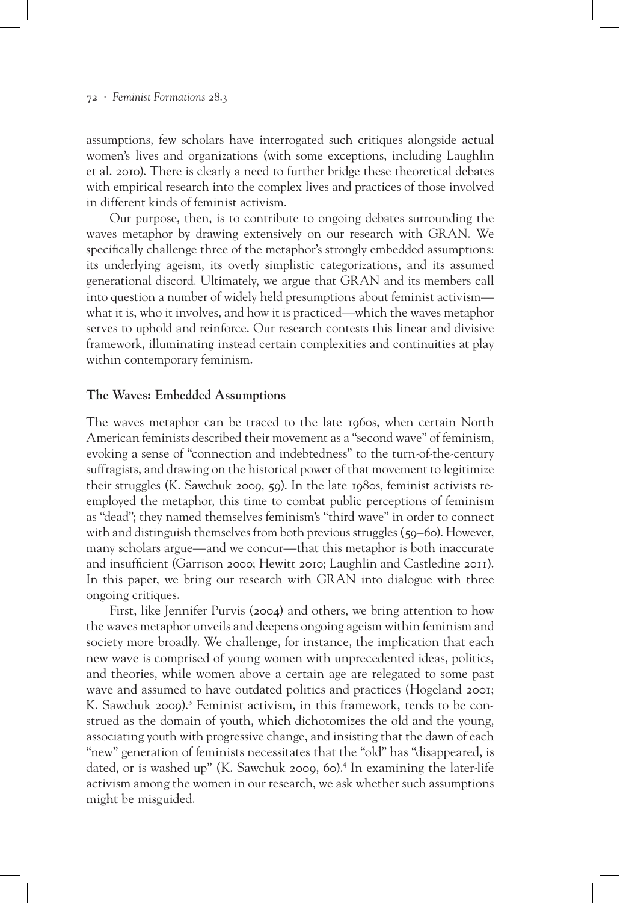assumptions, few scholars have interrogated such critiques alongside actual women's lives and organizations (with some exceptions, including Laughlin et al. 2010). There is clearly a need to further bridge these theoretical debates with empirical research into the complex lives and practices of those involved in different kinds of feminist activism.

Our purpose, then, is to contribute to ongoing debates surrounding the waves metaphor by drawing extensively on our research with GRAN. We specifically challenge three of the metaphor's strongly embedded assumptions: its underlying ageism, its overly simplistic categorizations, and its assumed generational discord. Ultimately, we argue that GRAN and its members call into question a number of widely held presumptions about feminist activism—what it is, who it involves, and how it is practiced—which the waves metaphor serves to uphold and reinforce. Our research contests this linear and divisive framework, illuminating instead certain complexities and continuities at play within contemporary feminism.

**The Waves: Embedded Assumptions**

The waves metaphor can be traced to the late 1960s, when certain North American feminists described their movement as a "second wave" of feminism, evoking a sense of "connection and indebtedness" to the turn-of-the-century suffragists, and drawing on the historical power of that movement to legitimize their struggles (K. Sawchuk 2009, 59). In the late 1980s, feminist activists re-employed the metaphor, this time to combat public perceptions of feminism as "dead"; they named themselves feminism's "third wave" in order to connect with and distinguish themselves from both previous struggles (59–60). However, many scholars argue—and we concur—that this metaphor is both inaccurate and insufficient (Garrison 2000; Hewitt 2010; Laughlin and Castledine 2011). In this paper, we bring our research with GRAN into dialogue with three ongoing critiques.

First, like Jennifer Purvis (2004) and others, we bring attention to how the waves metaphor unveils and deepens ongoing ageism within feminism and society more broadly. We challenge, for instance, the implication that each new wave is comprised of young women with unprecedented ideas, politics, and theories, while women above a certain age are relegated to some past wave and assumed to have outdated politics and practices (Hogeland 2001; K. Sawchuk 2009).[3] Feminist activism, in this framework, tends to be construed as the domain of youth, which dichotomizes the old and the young, associating youth with progressive change, and insisting that the dawn of each "new" generation of feminists necessitates that the "old" has "disappeared, is dated, or is washed up" (K. Sawchuk 2009, 60).[4] In examining the later-life activism among the women in our research, we ask whether such assumptions might be misguided.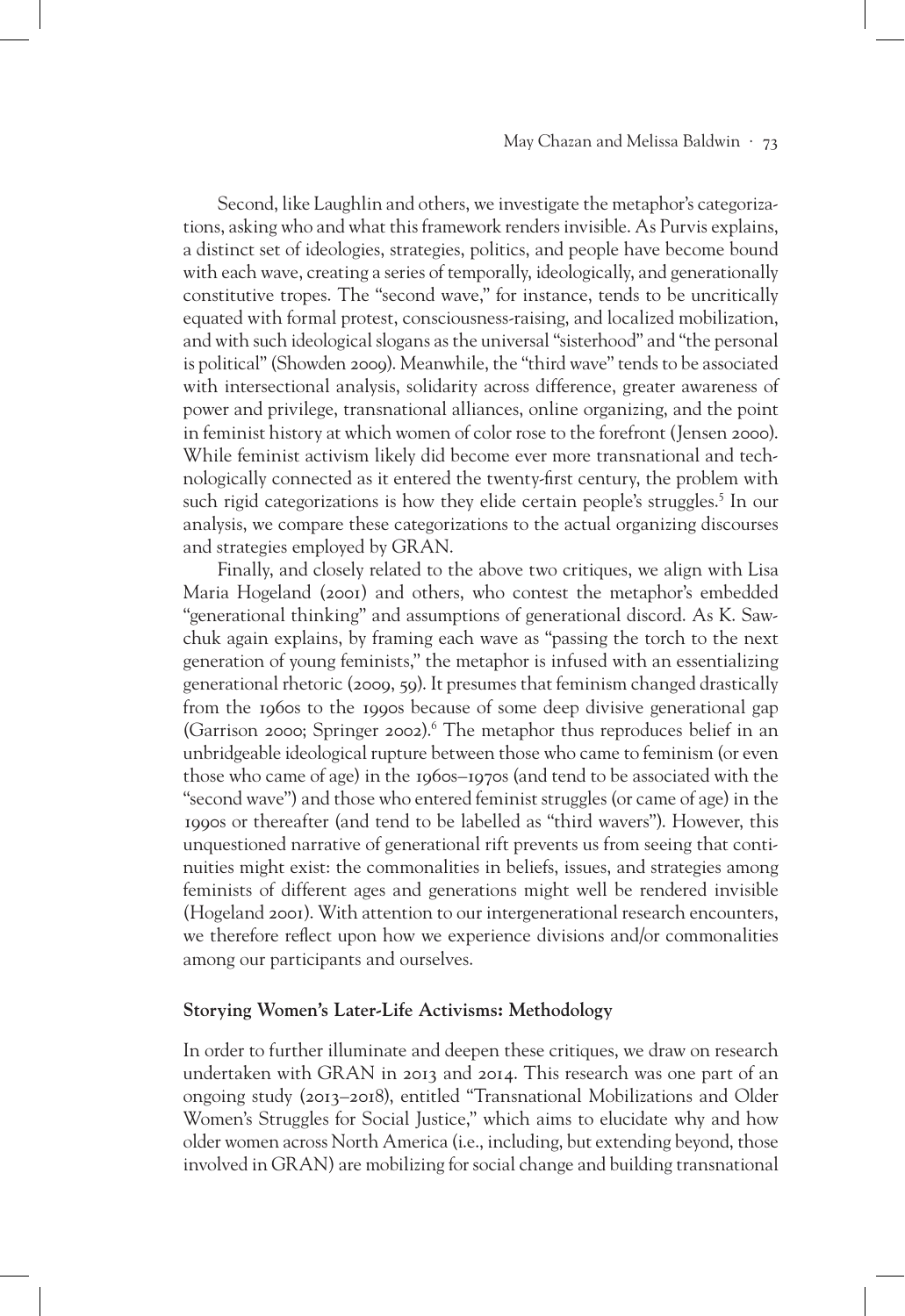Second, like Laughlin and others, we investigate the metaphor's categorizations, asking who and what this framework renders invisible. As Purvis explains, a distinct set of ideologies, strategies, politics, and people have become bound with each wave, creating a series of temporally, ideologically, and generationally constitutive tropes. The "second wave," for instance, tends to be uncritically equated with formal protest, consciousness-raising, and localized mobilization, and with such ideological slogans as the universal "sisterhood" and "the personal is political" (Showden 2009). Meanwhile, the "third wave" tends to be associated with intersectional analysis, solidarity across difference, greater awareness of power and privilege, transnational alliances, online organizing, and the point in feminist history at which women of color rose to the forefront (Jensen 2000). While feminist activism likely did become ever more transnational and technologically connected as it entered the twenty-first century, the problem with such rigid categorizations is how they elide certain people's struggles.[5] In our analysis, we compare these categorizations to the actual organizing discourses and strategies employed by GRAN.

Finally, and closely related to the above two critiques, we align with Lisa Maria Hogeland (2001) and others, who contest the metaphor's embedded "generational thinking" and assumptions of generational discord. As K. Sawchuk again explains, by framing each wave as "passing the torch to the next generation of young feminists," the metaphor is infused with an essentializing generational rhetoric (2009, 59). It presumes that feminism changed drastically from the 1960s to the 1990s because of some deep divisive generational gap (Garrison 2000; Springer 2002).[6] The metaphor thus reproduces belief in an unbridgeable ideological rupture between those who came to feminism (or even those who came of age) in the 1960s–1970s (and tend to be associated with the "second wave") and those who entered feminist struggles (or came of age) in the 1990s or thereafter (and tend to be labelled as "third wavers"). However, this unquestioned narrative of generational rift prevents us from seeing that continuities might exist: the commonalities in beliefs, issues, and strategies among feminists of different ages and generations might well be rendered invisible (Hogeland 2001). With attention to our intergenerational research encounters, we therefore reflect upon how we experience divisions and/or commonalities among our participants and ourselves.

## Storying Women's Later-Life Activisms: Methodology

In order to further illuminate and deepen these critiques, we draw on research undertaken with GRAN in 2013 and 2014. This research was one part of an ongoing study (2013–2018), entitled "Transnational Mobilizations and Older Women's Struggles for Social Justice," which aims to elucidate why and how older women across North America (i.e., including, but extending beyond, those involved in GRAN) are mobilizing for social change and building transnational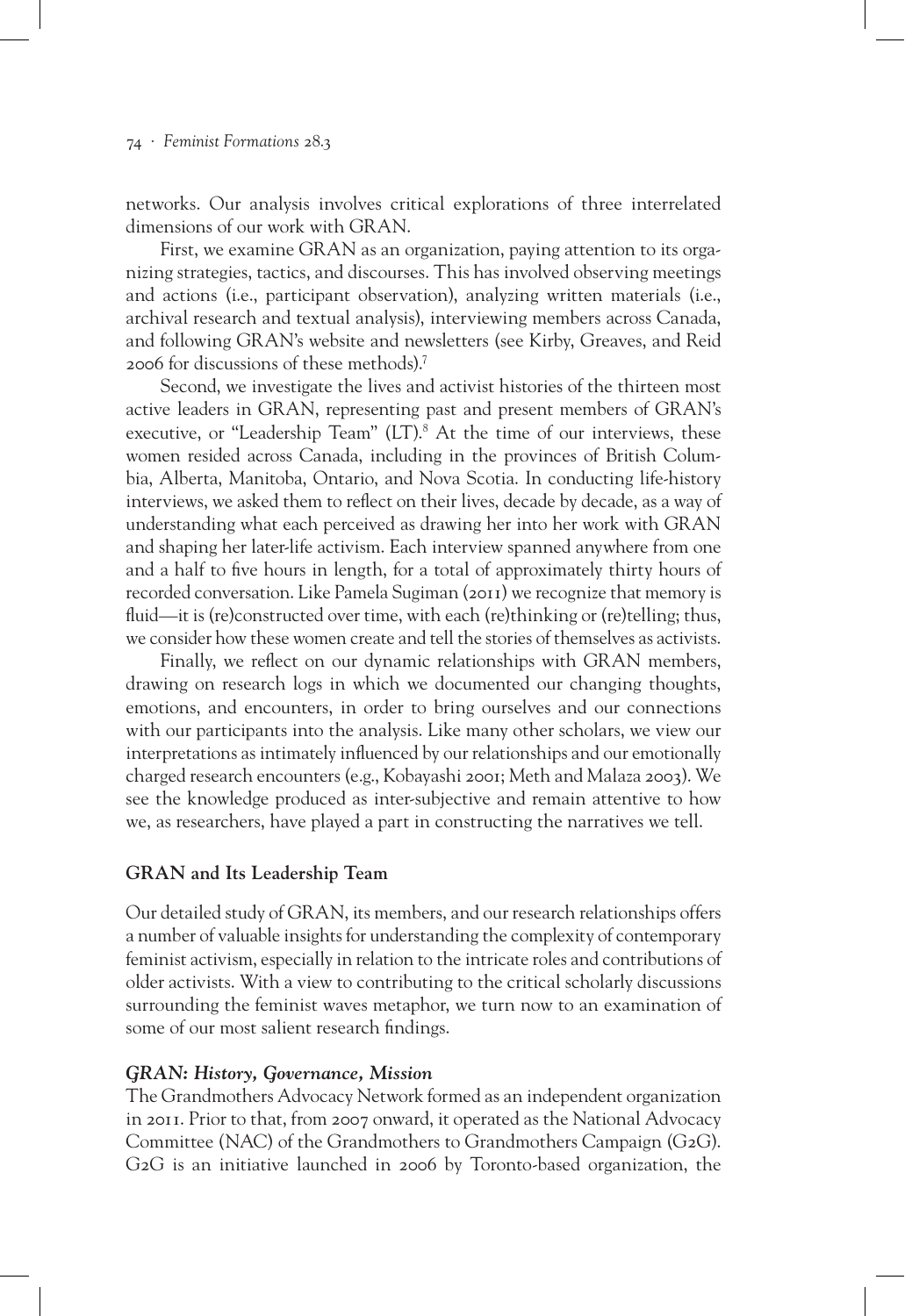networks. Our analysis involves critical explorations of three interrelated dimensions of our work with GRAN.

First, we examine GRAN as an organization, paying attention to its organizing strategies, tactics, and discourses. This has involved observing meetings and actions (i.e., participant observation), analyzing written materials (i.e., archival research and textual analysis), interviewing members across Canada, and following GRAN's website and newsletters (see Kirby, Greaves, and Reid 2006 for discussions of these methods).[7]

Second, we investigate the lives and activist histories of the thirteen most active leaders in GRAN, representing past and present members of GRAN's executive, or "Leadership Team" (LT).[8] At the time of our interviews, these women resided across Canada, including in the provinces of British Columbia, Alberta, Manitoba, Ontario, and Nova Scotia. In conducting life-history interviews, we asked them to reflect on their lives, decade by decade, as a way of understanding what each perceived as drawing her into her work with GRAN and shaping her later-life activism. Each interview spanned anywhere from one and a half to five hours in length, for a total of approximately thirty hours of recorded conversation. Like Pamela Sugiman (2011) we recognize that memory is fluid—it is (re)constructed over time, with each (re)thinking or (re)telling; thus, we consider how these women create and tell the stories of themselves as activists.

Finally, we reflect on our dynamic relationships with GRAN members, drawing on research logs in which we documented our changing thoughts, emotions, and encounters, in order to bring ourselves and our connections with our participants into the analysis. Like many other scholars, we view our interpretations as intimately influenced by our relationships and our emotionally charged research encounters (e.g., Kobayashi 2001; Meth and Malaza 2003). We see the knowledge produced as inter-subjective and remain attentive to how we, as researchers, have played a part in constructing the narratives we tell.

## GRAN and Its Leadership Team

Our detailed study of GRAN, its members, and our research relationships offers a number of valuable insights for understanding the complexity of contemporary feminist activism, especially in relation to the intricate roles and contributions of older activists. With a view to contributing to the critical scholarly discussions surrounding the feminist waves metaphor, we turn now to an examination of some of our most salient research findings.

### *GRAN: History, Governance, Mission*

The Grandmothers Advocacy Network formed as an independent organization in 2011. Prior to that, from 2007 onward, it operated as the National Advocacy Committee (NAC) of the Grandmothers to Grandmothers Campaign (G2G). G2G is an initiative launched in 2006 by Toronto-based organization, the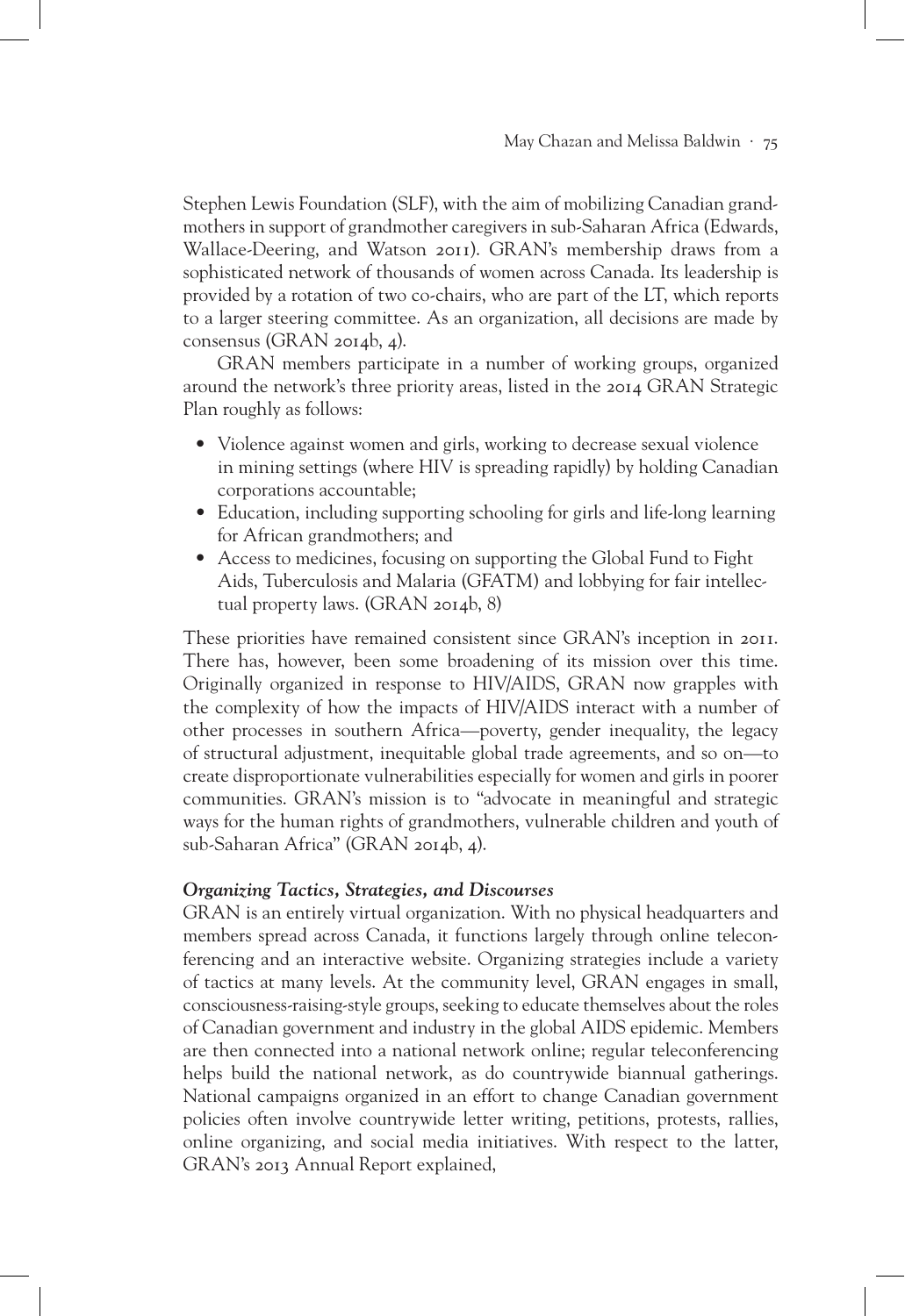Stephen Lewis Foundation (SLF), with the aim of mobilizing Canadian grandmothers in support of grandmother caregivers in sub-Saharan Africa (Edwards, Wallace-Deering, and Watson 2011). GRAN's membership draws from a sophisticated network of thousands of women across Canada. Its leadership is provided by a rotation of two co-chairs, who are part of the LT, which reports to a larger steering committee. As an organization, all decisions are made by consensus (GRAN 2014b, 4).

GRAN members participate in a number of working groups, organized around the network's three priority areas, listed in the 2014 GRAN Strategic Plan roughly as follows:

- Violence against women and girls, working to decrease sexual violence in mining settings (where HIV is spreading rapidly) by holding Canadian corporations accountable;
- Education, including supporting schooling for girls and life-long learning for African grandmothers; and
- Access to medicines, focusing on supporting the Global Fund to Fight Aids, Tuberculosis and Malaria (GFATM) and lobbying for fair intellectual property laws. (GRAN 2014b, 8)

These priorities have remained consistent since GRAN's inception in 2011. There has, however, been some broadening of its mission over this time. Originally organized in response to HIV/AIDS, GRAN now grapples with the complexity of how the impacts of HIV/AIDS interact with a number of other processes in southern Africa—poverty, gender inequality, the legacy of structural adjustment, inequitable global trade agreements, and so on—to create disproportionate vulnerabilities especially for women and girls in poorer communities. GRAN's mission is to "advocate in meaningful and strategic ways for the human rights of grandmothers, vulnerable children and youth of sub-Saharan Africa" (GRAN 2014b, 4).

### *Organizing Tactics, Strategies, and Discourses*

GRAN is an entirely virtual organization. With no physical headquarters and members spread across Canada, it functions largely through online teleconferencing and an interactive website. Organizing strategies include a variety of tactics at many levels. At the community level, GRAN engages in small, consciousness-raising-style groups, seeking to educate themselves about the roles of Canadian government and industry in the global AIDS epidemic. Members are then connected into a national network online; regular teleconferencing helps build the national network, as do countrywide biannual gatherings. National campaigns organized in an effort to change Canadian government policies often involve countrywide letter writing, petitions, protests, rallies, online organizing, and social media initiatives. With respect to the latter, GRAN's 2013 Annual Report explained,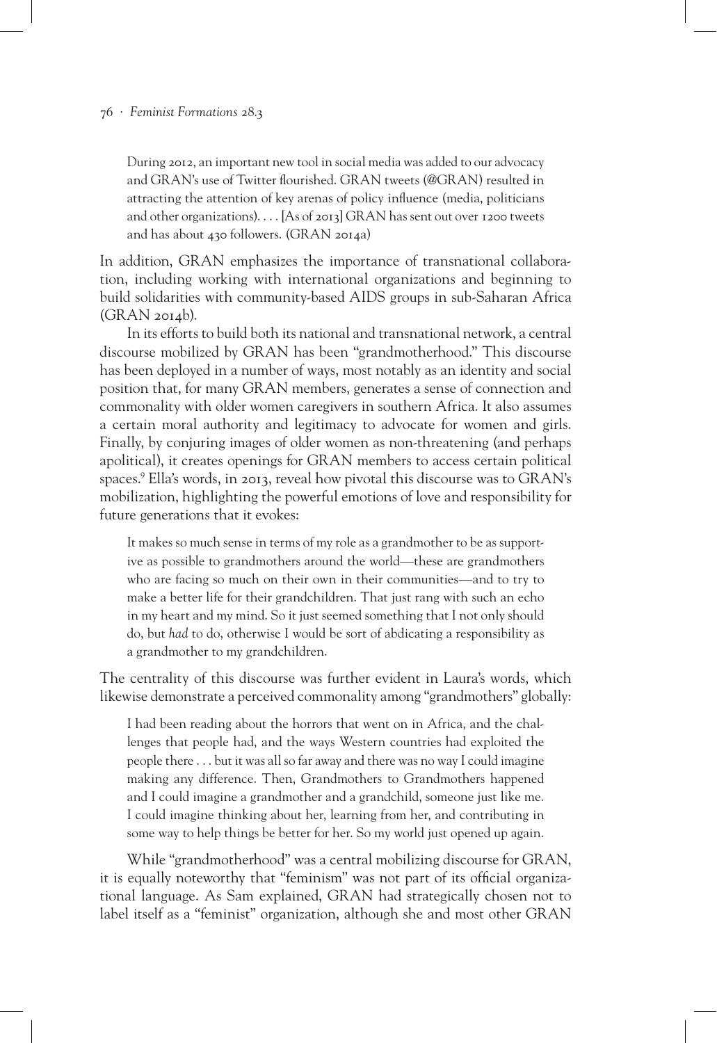> During 2012, an important new tool in social media was added to our advocacy and GRAN's use of Twitter flourished. GRAN tweets (@GRAN) resulted in attracting the attention of key arenas of policy influence (media, politicians and other organizations). . . . [As of 2013] GRAN has sent out over 1200 tweets and has about 430 followers. (GRAN 2014a)

In addition, GRAN emphasizes the importance of transnational collaboration, including working with international organizations and beginning to build solidarities with community-based AIDS groups in sub-Saharan Africa (GRAN 2014b).

In its efforts to build both its national and transnational network, a central discourse mobilized by GRAN has been "grandmotherhood." This discourse has been deployed in a number of ways, most notably as an identity and social position that, for many GRAN members, generates a sense of connection and commonality with older women caregivers in southern Africa. It also assumes a certain moral authority and legitimacy to advocate for women and girls. Finally, by conjuring images of older women as non-threatening (and perhaps apolitical), it creates openings for GRAN members to access certain political spaces.[9] Ella's words, in 2013, reveal how pivotal this discourse was to GRAN's mobilization, highlighting the powerful emotions of love and responsibility for future generations that it evokes:

> It makes so much sense in terms of my role as a grandmother to be as supportive as possible to grandmothers around the world—these are grandmothers who are facing so much on their own in their communities—and to try to make a better life for their grandchildren. That just rang with such an echo in my heart and my mind. So it just seemed something that I not only should do, but *had* to do, otherwise I would be sort of abdicating a responsibility as a grandmother to my grandchildren.

The centrality of this discourse was further evident in Laura's words, which likewise demonstrate a perceived commonality among "grandmothers" globally:

> I had been reading about the horrors that went on in Africa, and the challenges that people had, and the ways Western countries had exploited the people there . . . but it was all so far away and there was no way I could imagine making any difference. Then, Grandmothers to Grandmothers happened and I could imagine a grandmother and a grandchild, someone just like me. I could imagine thinking about her, learning from her, and contributing in some way to help things be better for her. So my world just opened up again.

While "grandmotherhood" was a central mobilizing discourse for GRAN, it is equally noteworthy that "feminism" was not part of its official organizational language. As Sam explained, GRAN had strategically chosen not to label itself as a "feminist" organization, although she and most other GRAN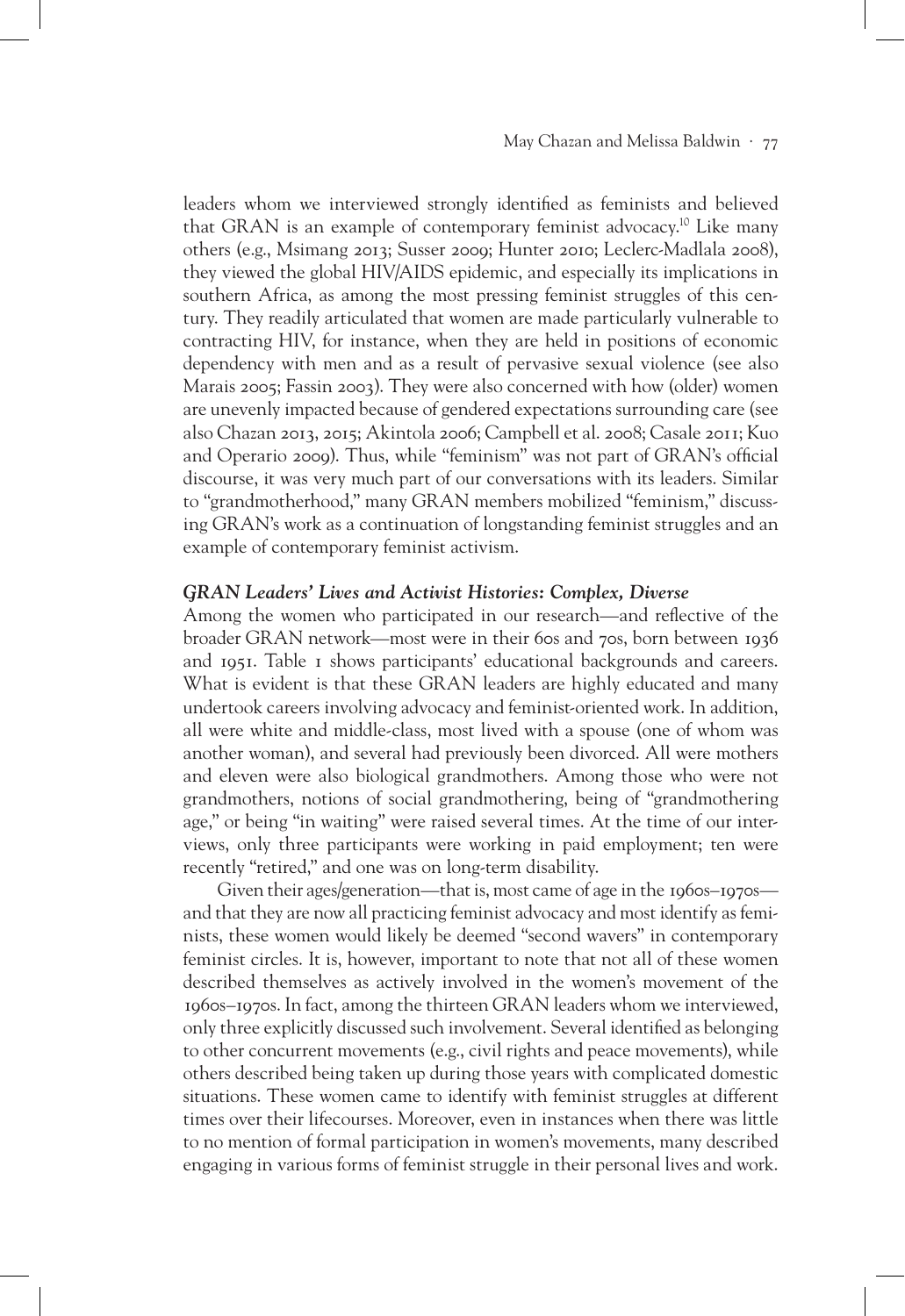leaders whom we interviewed strongly identified as feminists and believed that GRAN is an example of contemporary feminist advocacy.[10] Like many others (e.g., Msimang 2013; Susser 2009; Hunter 2010; Leclerc-Madlala 2008), they viewed the global HIV/AIDS epidemic, and especially its implications in southern Africa, as among the most pressing feminist struggles of this century. They readily articulated that women are made particularly vulnerable to contracting HIV, for instance, when they are held in positions of economic dependency with men and as a result of pervasive sexual violence (see also Marais 2005; Fassin 2003). They were also concerned with how (older) women are unevenly impacted because of gendered expectations surrounding care (see also Chazan 2013, 2015; Akintola 2006; Campbell et al. 2008; Casale 2011; Kuo and Operario 2009). Thus, while "feminism" was not part of GRAN's official discourse, it was very much part of our conversations with its leaders. Similar to "grandmotherhood," many GRAN members mobilized "feminism," discussing GRAN's work as a continuation of longstanding feminist struggles and an example of contemporary feminist activism.

### *GRAN Leaders' Lives and Activist Histories: Complex, Diverse*

Among the women who participated in our research—and reflective of the broader GRAN network—most were in their 60s and 70s, born between 1936 and 1951. Table 1 shows participants' educational backgrounds and careers. What is evident is that these GRAN leaders are highly educated and many undertook careers involving advocacy and feminist-oriented work. In addition, all were white and middle-class, most lived with a spouse (one of whom was another woman), and several had previously been divorced. All were mothers and eleven were also biological grandmothers. Among those who were not grandmothers, notions of social grandmothering, being of "grandmothering age," or being "in waiting" were raised several times. At the time of our interviews, only three participants were working in paid employment; ten were recently "retired," and one was on long-term disability.

Given their ages/generation—that is, most came of age in the 1960s–1970s—and that they are now all practicing feminist advocacy and most identify as feminists, these women would likely be deemed "second wavers" in contemporary feminist circles. It is, however, important to note that not all of these women described themselves as actively involved in the women's movement of the 1960s–1970s. In fact, among the thirteen GRAN leaders whom we interviewed, only three explicitly discussed such involvement. Several identified as belonging to other concurrent movements (e.g., civil rights and peace movements), while others described being taken up during those years with complicated domestic situations. These women came to identify with feminist struggles at different times over their lifecourses. Moreover, even in instances when there was little to no mention of formal participation in women's movements, many described engaging in various forms of feminist struggle in their personal lives and work.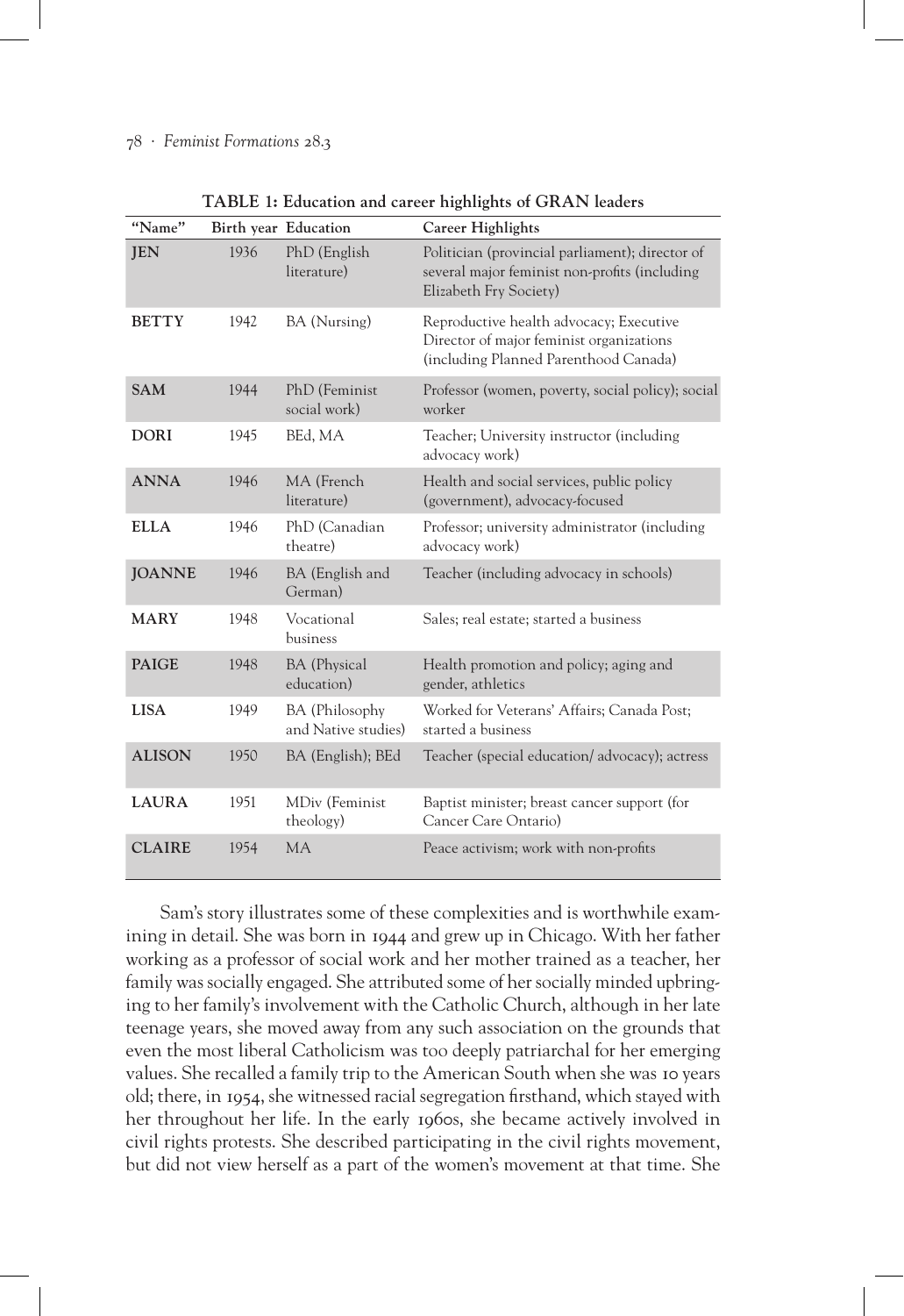**TABLE 1: Education and career highlights of GRAN leaders**

| "Name" | Birth year | Education | Career Highlights |
|---|---|---|---|
| **JEN** | 1936 | PhD (English literature) | Politician (provincial parliament); director of several major feminist non-profits (including Elizabeth Fry Society) |
| **BETTY** | 1942 | BA (Nursing) | Reproductive health advocacy; Executive Director of major feminist organizations (including Planned Parenthood Canada) |
| **SAM** | 1944 | PhD (Feminist social work) | Professor (women, poverty, social policy); social worker |
| **DORI** | 1945 | BEd, MA | Teacher; University instructor (including advocacy work) |
| **ANNA** | 1946 | MA (French literature) | Health and social services, public policy (government), advocacy-focused |
| **ELLA** | 1946 | PhD (Canadian theatre) | Professor; university administrator (including advocacy work) |
| **JOANNE** | 1946 | BA (English and German) | Teacher (including advocacy in schools) |
| **MARY** | 1948 | Vocational business | Sales; real estate; started a business |
| **PAIGE** | 1948 | BA (Physical education) | Health promotion and policy; aging and gender, athletics |
| **LISA** | 1949 | BA (Philosophy and Native studies) | Worked for Veterans' Affairs; Canada Post; started a business |
| **ALISON** | 1950 | BA (English); BEd | Teacher (special education/ advocacy); actress |
| **LAURA** | 1951 | MDiv (Feminist theology) | Baptist minister; breast cancer support (for Cancer Care Ontario) |
| **CLAIRE** | 1954 | MA | Peace activism; work with non-profits |

Sam's story illustrates some of these complexities and is worthwhile examining in detail. She was born in 1944 and grew up in Chicago. With her father working as a professor of social work and her mother trained as a teacher, her family was socially engaged. She attributed some of her socially minded upbringing to her family's involvement with the Catholic Church, although in her late teenage years, she moved away from any such association on the grounds that even the most liberal Catholicism was too deeply patriarchal for her emerging values. She recalled a family trip to the American South when she was 10 years old; there, in 1954, she witnessed racial segregation firsthand, which stayed with her throughout her life. In the early 1960s, she became actively involved in civil rights protests. She described participating in the civil rights movement, but did not view herself as a part of the women's movement at that time. She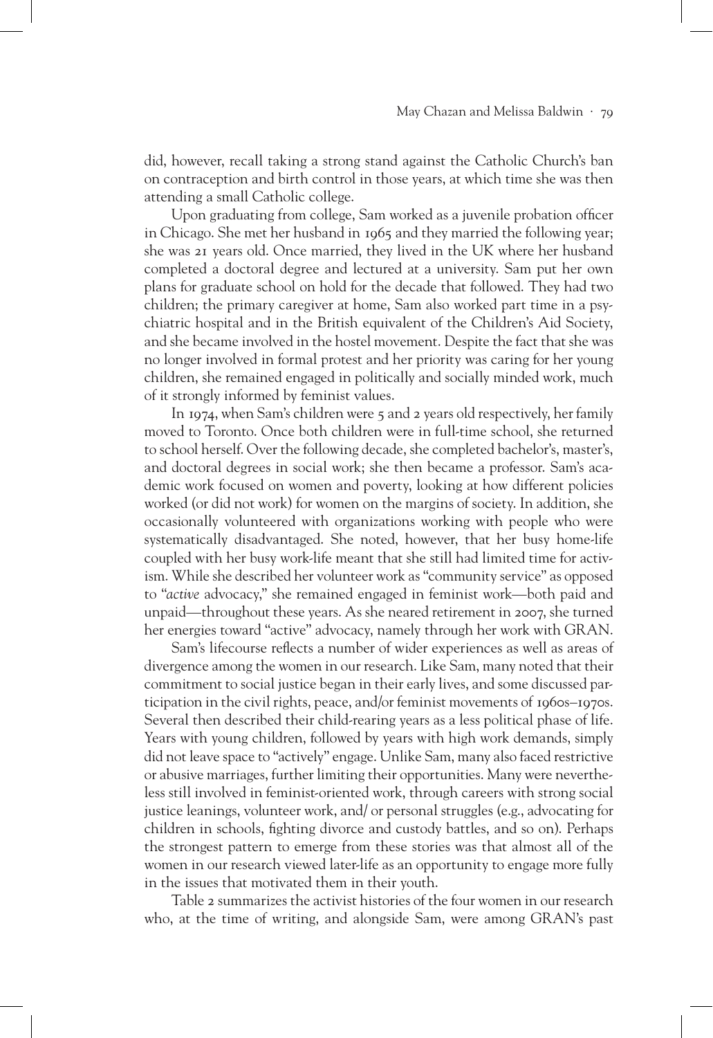did, however, recall taking a strong stand against the Catholic Church's ban on contraception and birth control in those years, at which time she was then attending a small Catholic college.

Upon graduating from college, Sam worked as a juvenile probation officer in Chicago. She met her husband in 1965 and they married the following year; she was 21 years old. Once married, they lived in the UK where her husband completed a doctoral degree and lectured at a university. Sam put her own plans for graduate school on hold for the decade that followed. They had two children; the primary caregiver at home, Sam also worked part time in a psychiatric hospital and in the British equivalent of the Children's Aid Society, and she became involved in the hostel movement. Despite the fact that she was no longer involved in formal protest and her priority was caring for her young children, she remained engaged in politically and socially minded work, much of it strongly informed by feminist values.

In 1974, when Sam's children were 5 and 2 years old respectively, her family moved to Toronto. Once both children were in full-time school, she returned to school herself. Over the following decade, she completed bachelor's, master's, and doctoral degrees in social work; she then became a professor. Sam's academic work focused on women and poverty, looking at how different policies worked (or did not work) for women on the margins of society. In addition, she occasionally volunteered with organizations working with people who were systematically disadvantaged. She noted, however, that her busy home-life coupled with her busy work-life meant that she still had limited time for activism. While she described her volunteer work as "community service" as opposed to "*active* advocacy," she remained engaged in feminist work—both paid and unpaid—throughout these years. As she neared retirement in 2007, she turned her energies toward "active" advocacy, namely through her work with GRAN.

Sam's lifecourse reflects a number of wider experiences as well as areas of divergence among the women in our research. Like Sam, many noted that their commitment to social justice began in their early lives, and some discussed participation in the civil rights, peace, and/or feminist movements of 1960s–1970s. Several then described their child-rearing years as a less political phase of life. Years with young children, followed by years with high work demands, simply did not leave space to "actively" engage. Unlike Sam, many also faced restrictive or abusive marriages, further limiting their opportunities. Many were nevertheless still involved in feminist-oriented work, through careers with strong social justice leanings, volunteer work, and/ or personal struggles (e.g., advocating for children in schools, fighting divorce and custody battles, and so on). Perhaps the strongest pattern to emerge from these stories was that almost all of the women in our research viewed later-life as an opportunity to engage more fully in the issues that motivated them in their youth.

Table 2 summarizes the activist histories of the four women in our research who, at the time of writing, and alongside Sam, were among GRAN's past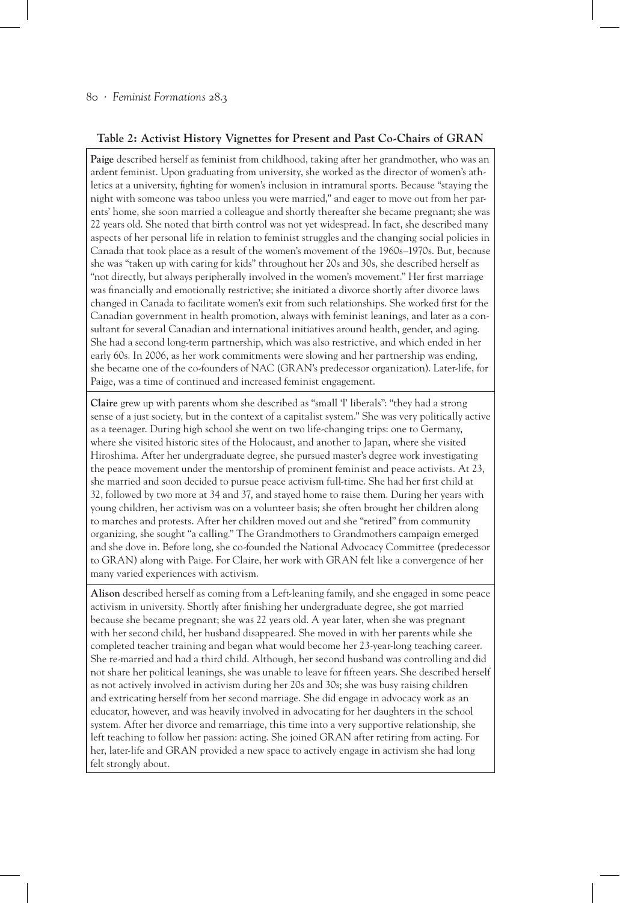**Table 2: Activist History Vignettes for Present and Past Co-Chairs of GRAN**

| |
|---|
| **Paige** described herself as feminist from childhood, taking after her grandmother, who was an ardent feminist. Upon graduating from university, she worked as the director of women's athletics at a university, fighting for women's inclusion in intramural sports. Because "staying the night with someone was taboo unless you were married," and eager to move out from her parents' home, she soon married a colleague and shortly thereafter she became pregnant; she was 22 years old. She noted that birth control was not yet widespread. In fact, she described many aspects of her personal life in relation to feminist struggles and the changing social policies in Canada that took place as a result of the women's movement of the 1960s–1970s. But, because she was "taken up with caring for kids" throughout her 20s and 30s, she described herself as "not directly, but always peripherally involved in the women's movement." Her first marriage was financially and emotionally restrictive; she initiated a divorce shortly after divorce laws changed in Canada to facilitate women's exit from such relationships. She worked first for the Canadian government in health promotion, always with feminist leanings, and later as a consultant for several Canadian and international initiatives around health, gender, and aging. She had a second long-term partnership, which was also restrictive, and which ended in her early 60s. In 2006, as her work commitments were slowing and her partnership was ending, she became one of the co-founders of NAC (GRAN's predecessor organization). Later-life, for Paige, was a time of continued and increased feminist engagement. |
| **Claire** grew up with parents whom she described as "small 'l' liberals": "they had a strong sense of a just society, but in the context of a capitalist system." She was very politically active as a teenager. During high school she went on two life-changing trips: one to Germany, where she visited historic sites of the Holocaust, and another to Japan, where she visited Hiroshima. After her undergraduate degree, she pursued master's degree work investigating the peace movement under the mentorship of prominent feminist and peace activists. At 23, she married and soon decided to pursue peace activism full-time. She had her first child at 32, followed by two more at 34 and 37, and stayed home to raise them. During her years with young children, her activism was on a volunteer basis; she often brought her children along to marches and protests. After her children moved out and she "retired" from community organizing, she sought "a calling." The Grandmothers to Grandmothers campaign emerged and she dove in. Before long, she co-founded the National Advocacy Committee (predecessor to GRAN) along with Paige. For Claire, her work with GRAN felt like a convergence of her many varied experiences with activism. |
| **Alison** described herself as coming from a Left-leaning family, and she engaged in some peace activism in university. Shortly after finishing her undergraduate degree, she got married because she became pregnant; she was 22 years old. A year later, when she was pregnant with her second child, her husband disappeared. She moved in with her parents while she completed teacher training and began what would become her 23-year-long teaching career. She re-married and had a third child. Although, her second husband was controlling and did not share her political leanings, she was unable to leave for fifteen years. She described herself as not actively involved in activism during her 20s and 30s; she was busy raising children and extricating herself from her second marriage. She did engage in advocacy work as an educator, however, and was heavily involved in advocating for her daughters in the school system. After her divorce and remarriage, this time into a very supportive relationship, she left teaching to follow her passion: acting. She joined GRAN after retiring from acting. For her, later-life and GRAN provided a new space to actively engage in activism she had long felt strongly about. |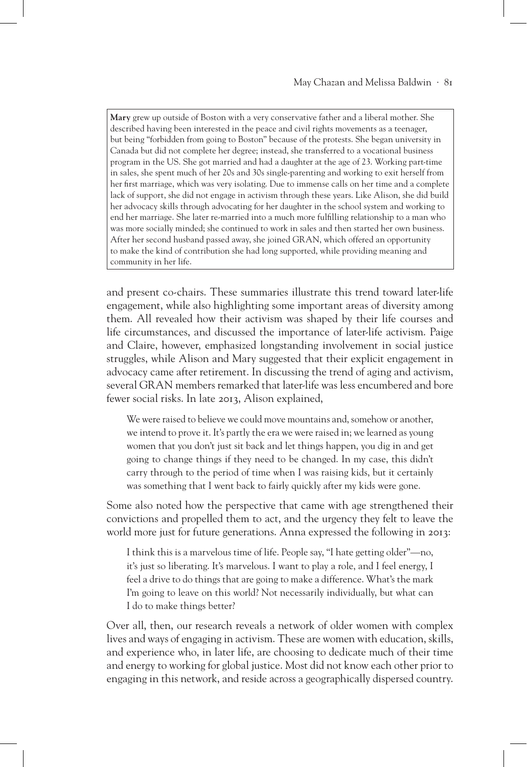> **Mary** grew up outside of Boston with a very conservative father and a liberal mother. She described having been interested in the peace and civil rights movements as a teenager, but being "forbidden from going to Boston" because of the protests. She began university in Canada but did not complete her degree; instead, she transferred to a vocational business program in the US. She got married and had a daughter at the age of 23. Working part-time in sales, she spent much of her 20s and 30s single-parenting and working to exit herself from her first marriage, which was very isolating. Due to immense calls on her time and a complete lack of support, she did not engage in activism through these years. Like Alison, she did build her advocacy skills through advocating for her daughter in the school system and working to end her marriage. She later re-married into a much more fulfilling relationship to a man who was more socially minded; she continued to work in sales and then started her own business. After her second husband passed away, she joined GRAN, which offered an opportunity to make the kind of contribution she had long supported, while providing meaning and community in her life.

and present co-chairs. These summaries illustrate this trend toward later-life engagement, while also highlighting some important areas of diversity among them. All revealed how their activism was shaped by their life courses and life circumstances, and discussed the importance of later-life activism. Paige and Claire, however, emphasized longstanding involvement in social justice struggles, while Alison and Mary suggested that their explicit engagement in advocacy came after retirement. In discussing the trend of aging and activism, several GRAN members remarked that later-life was less encumbered and bore fewer social risks. In late 2013, Alison explained,

> We were raised to believe we could move mountains and, somehow or another, we intend to prove it. It's partly the era we were raised in; we learned as young women that you don't just sit back and let things happen, you dig in and get going to change things if they need to be changed. In my case, this didn't carry through to the period of time when I was raising kids, but it certainly was something that I went back to fairly quickly after my kids were gone.

Some also noted how the perspective that came with age strengthened their convictions and propelled them to act, and the urgency they felt to leave the world more just for future generations. Anna expressed the following in 2013:

> I think this is a marvelous time of life. People say, "I hate getting older"—no, it's just so liberating. It's marvelous. I want to play a role, and I feel energy, I feel a drive to do things that are going to make a difference. What's the mark I'm going to leave on this world? Not necessarily individually, but what can I do to make things better?

Over all, then, our research reveals a network of older women with complex lives and ways of engaging in activism. These are women with education, skills, and experience who, in later life, are choosing to dedicate much of their time and energy to working for global justice. Most did not know each other prior to engaging in this network, and reside across a geographically dispersed country.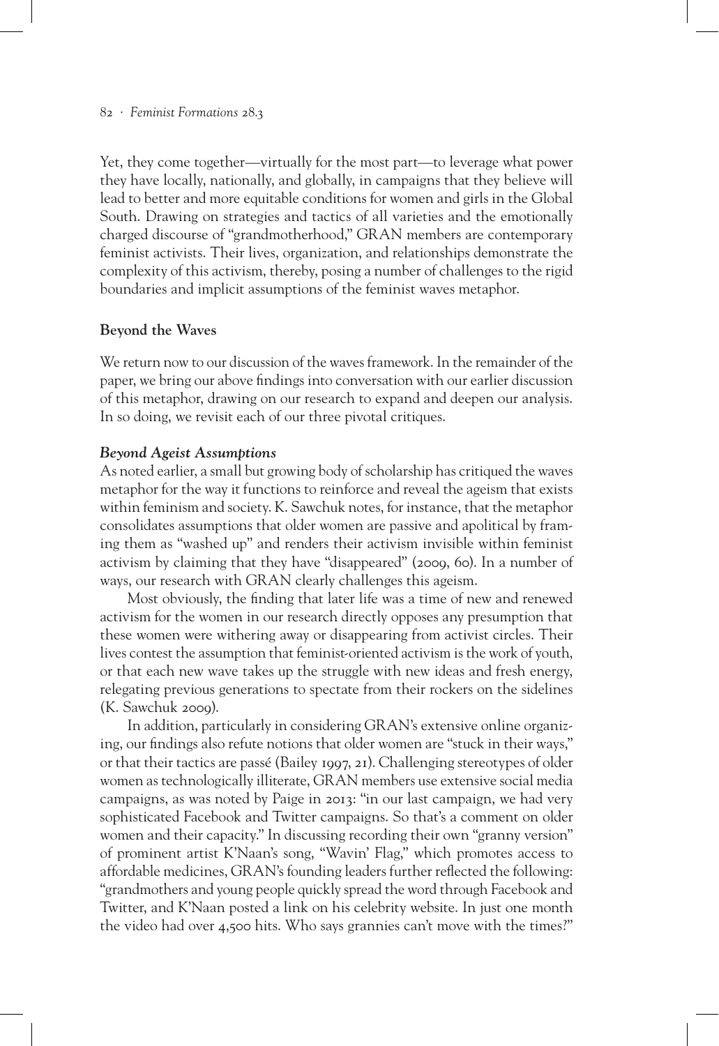Yet, they come together—virtually for the most part—to leverage what power they have locally, nationally, and globally, in campaigns that they believe will lead to better and more equitable conditions for women and girls in the Global South. Drawing on strategies and tactics of all varieties and the emotionally charged discourse of "grandmotherhood," GRAN members are contemporary feminist activists. Their lives, organization, and relationships demonstrate the complexity of this activism, thereby, posing a number of challenges to the rigid boundaries and implicit assumptions of the feminist waves metaphor.

## Beyond the Waves

We return now to our discussion of the waves framework. In the remainder of the paper, we bring our above findings into conversation with our earlier discussion of this metaphor, drawing on our research to expand and deepen our analysis. In so doing, we revisit each of our three pivotal critiques.

### *Beyond Ageist Assumptions*

As noted earlier, a small but growing body of scholarship has critiqued the waves metaphor for the way it functions to reinforce and reveal the ageism that exists within feminism and society. K. Sawchuk notes, for instance, that the metaphor consolidates assumptions that older women are passive and apolitical by framing them as "washed up" and renders their activism invisible within feminist activism by claiming that they have "disappeared" (2009, 60). In a number of ways, our research with GRAN clearly challenges this ageism.

Most obviously, the finding that later life was a time of new and renewed activism for the women in our research directly opposes any presumption that these women were withering away or disappearing from activist circles. Their lives contest the assumption that feminist-oriented activism is the work of youth, or that each new wave takes up the struggle with new ideas and fresh energy, relegating previous generations to spectate from their rockers on the sidelines (K. Sawchuk 2009).

In addition, particularly in considering GRAN's extensive online organizing, our findings also refute notions that older women are "stuck in their ways," or that their tactics are passé (Bailey 1997, 21). Challenging stereotypes of older women as technologically illiterate, GRAN members use extensive social media campaigns, as was noted by Paige in 2013: "in our last campaign, we had very sophisticated Facebook and Twitter campaigns. So that's a comment on older women and their capacity." In discussing recording their own "granny version" of prominent artist K'Naan's song, "Wavin' Flag," which promotes access to affordable medicines, GRAN's founding leaders further reflected the following: "grandmothers and young people quickly spread the word through Facebook and Twitter, and K'Naan posted a link on his celebrity website. In just one month the video had over 4,500 hits. Who says grannies can't move with the times?"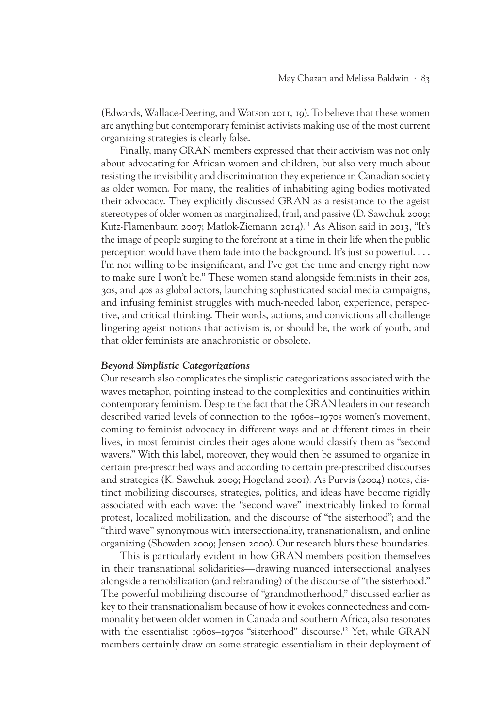(Edwards, Wallace-Deering, and Watson 2011, 19). To believe that these women are anything but contemporary feminist activists making use of the most current organizing strategies is clearly false.

Finally, many GRAN members expressed that their activism was not only about advocating for African women and children, but also very much about resisting the invisibility and discrimination they experience in Canadian society as older women. For many, the realities of inhabiting aging bodies motivated their advocacy. They explicitly discussed GRAN as a resistance to the ageist stereotypes of older women as marginalized, frail, and passive (D. Sawchuk 2009; Kutz-Flamenbaum 2007; Matlok-Ziemann 2014).[11] As Alison said in 2013, "It's the image of people surging to the forefront at a time in their life when the public perception would have them fade into the background. It's just so powerful. . . . I'm not willing to be insignificant, and I've got the time and energy right now to make sure I won't be." These women stand alongside feminists in their 20s, 30s, and 40s as global actors, launching sophisticated social media campaigns, and infusing feminist struggles with much-needed labor, experience, perspective, and critical thinking. Their words, actions, and convictions all challenge lingering ageist notions that activism is, or should be, the work of youth, and that older feminists are anachronistic or obsolete.

### *Beyond Simplistic Categorizations*

Our research also complicates the simplistic categorizations associated with the waves metaphor, pointing instead to the complexities and continuities within contemporary feminism. Despite the fact that the GRAN leaders in our research described varied levels of connection to the 1960s–1970s women's movement, coming to feminist advocacy in different ways and at different times in their lives, in most feminist circles their ages alone would classify them as "second wavers." With this label, moreover, they would then be assumed to organize in certain pre-prescribed ways and according to certain pre-prescribed discourses and strategies (K. Sawchuk 2009; Hogeland 2001). As Purvis (2004) notes, distinct mobilizing discourses, strategies, politics, and ideas have become rigidly associated with each wave: the "second wave" inextricably linked to formal protest, localized mobilization, and the discourse of "the sisterhood"; and the "third wave" synonymous with intersectionality, transnationalism, and online organizing (Showden 2009; Jensen 2000). Our research blurs these boundaries.

This is particularly evident in how GRAN members position themselves in their transnational solidarities—drawing nuanced intersectional analyses alongside a remobilization (and rebranding) of the discourse of "the sisterhood." The powerful mobilizing discourse of "grandmotherhood," discussed earlier as key to their transnationalism because of how it evokes connectedness and commonality between older women in Canada and southern Africa, also resonates with the essentialist 1960s–1970s "sisterhood" discourse.[12] Yet, while GRAN members certainly draw on some strategic essentialism in their deployment of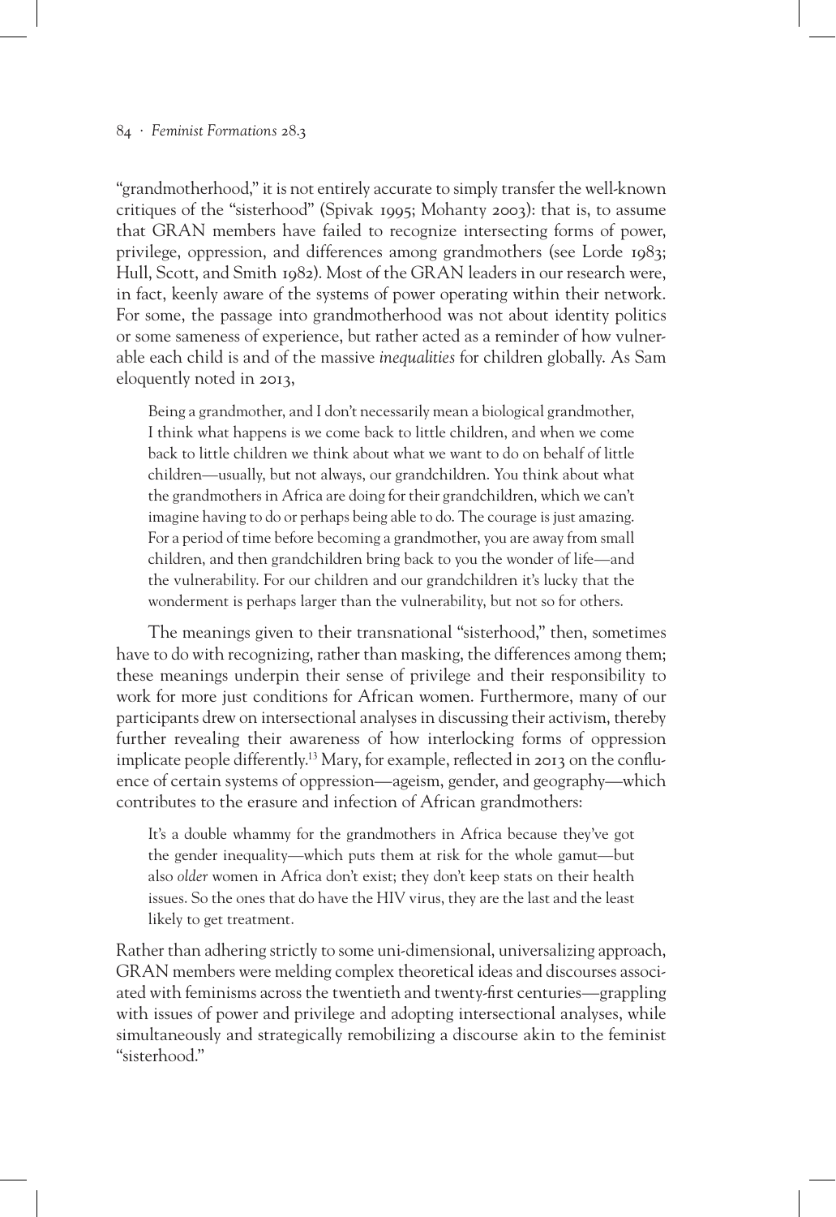"grandmotherhood," it is not entirely accurate to simply transfer the well-known critiques of the "sisterhood" (Spivak 1995; Mohanty 2003): that is, to assume that GRAN members have failed to recognize intersecting forms of power, privilege, oppression, and differences among grandmothers (see Lorde 1983; Hull, Scott, and Smith 1982). Most of the GRAN leaders in our research were, in fact, keenly aware of the systems of power operating within their network. For some, the passage into grandmotherhood was not about identity politics or some sameness of experience, but rather acted as a reminder of how vulnerable each child is and of the massive *inequalities* for children globally. As Sam eloquently noted in 2013,

> Being a grandmother, and I don't necessarily mean a biological grandmother, I think what happens is we come back to little children, and when we come back to little children we think about what we want to do on behalf of little children—usually, but not always, our grandchildren. You think about what the grandmothers in Africa are doing for their grandchildren, which we can't imagine having to do or perhaps being able to do. The courage is just amazing. For a period of time before becoming a grandmother, you are away from small children, and then grandchildren bring back to you the wonder of life—and the vulnerability. For our children and our grandchildren it's lucky that the wonderment is perhaps larger than the vulnerability, but not so for others.

The meanings given to their transnational "sisterhood," then, sometimes have to do with recognizing, rather than masking, the differences among them; these meanings underpin their sense of privilege and their responsibility to work for more just conditions for African women. Furthermore, many of our participants drew on intersectional analyses in discussing their activism, thereby further revealing their awareness of how interlocking forms of oppression implicate people differently.[13] Mary, for example, reflected in 2013 on the confluence of certain systems of oppression—ageism, gender, and geography—which contributes to the erasure and infection of African grandmothers:

> It's a double whammy for the grandmothers in Africa because they've got the gender inequality—which puts them at risk for the whole gamut—but also *older* women in Africa don't exist; they don't keep stats on their health issues. So the ones that do have the HIV virus, they are the last and the least likely to get treatment.

Rather than adhering strictly to some uni-dimensional, universalizing approach, GRAN members were melding complex theoretical ideas and discourses associated with feminisms across the twentieth and twenty-first centuries—grappling with issues of power and privilege and adopting intersectional analyses, while simultaneously and strategically remobilizing a discourse akin to the feminist "sisterhood."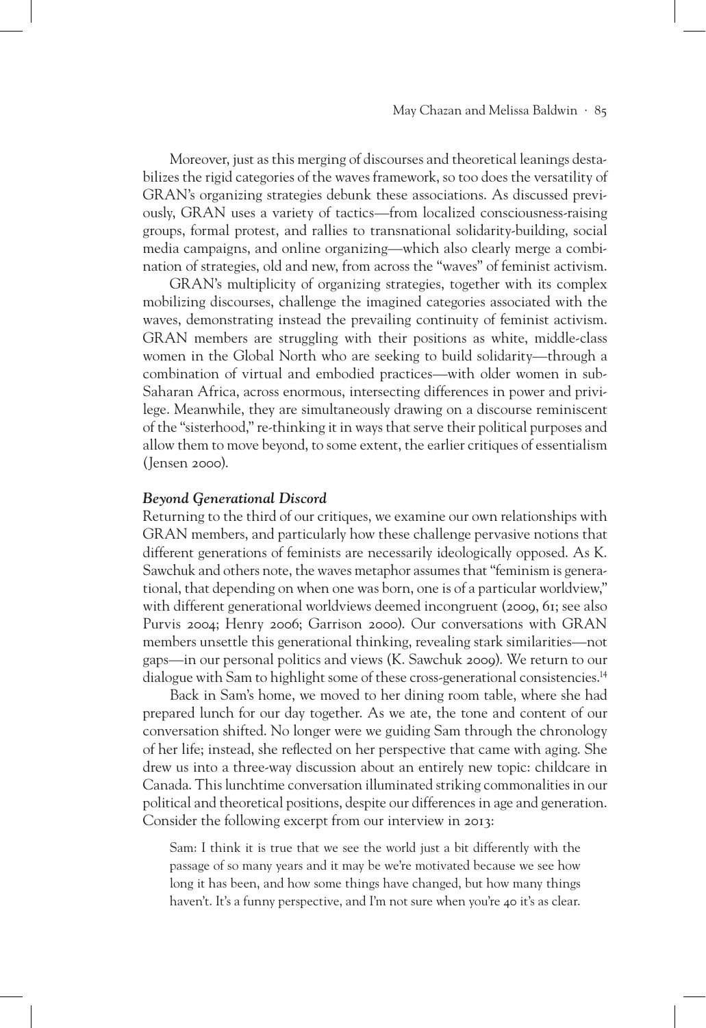Moreover, just as this merging of discourses and theoretical leanings destabilizes the rigid categories of the waves framework, so too does the versatility of GRAN's organizing strategies debunk these associations. As discussed previously, GRAN uses a variety of tactics—from localized consciousness-raising groups, formal protest, and rallies to transnational solidarity-building, social media campaigns, and online organizing—which also clearly merge a combination of strategies, old and new, from across the "waves" of feminist activism.

GRAN's multiplicity of organizing strategies, together with its complex mobilizing discourses, challenge the imagined categories associated with the waves, demonstrating instead the prevailing continuity of feminist activism. GRAN members are struggling with their positions as white, middle-class women in the Global North who are seeking to build solidarity—through a combination of virtual and embodied practices—with older women in sub-Saharan Africa, across enormous, intersecting differences in power and privilege. Meanwhile, they are simultaneously drawing on a discourse reminiscent of the "sisterhood," re-thinking it in ways that serve their political purposes and allow them to move beyond, to some extent, the earlier critiques of essentialism (Jensen 2000).

### *Beyond Generational Discord*

Returning to the third of our critiques, we examine our own relationships with GRAN members, and particularly how these challenge pervasive notions that different generations of feminists are necessarily ideologically opposed. As K. Sawchuk and others note, the waves metaphor assumes that "feminism is generational, that depending on when one was born, one is of a particular worldview," with different generational worldviews deemed incongruent (2009, 61; see also Purvis 2004; Henry 2006; Garrison 2000). Our conversations with GRAN members unsettle this generational thinking, revealing stark similarities—not gaps—in our personal politics and views (K. Sawchuk 2009). We return to our dialogue with Sam to highlight some of these cross-generational consistencies.[14]

Back in Sam's home, we moved to her dining room table, where she had prepared lunch for our day together. As we ate, the tone and content of our conversation shifted. No longer were we guiding Sam through the chronology of her life; instead, she reflected on her perspective that came with aging. She drew us into a three-way discussion about an entirely new topic: childcare in Canada. This lunchtime conversation illuminated striking commonalities in our political and theoretical positions, despite our differences in age and generation. Consider the following excerpt from our interview in 2013:

> Sam: I think it is true that we see the world just a bit differently with the passage of so many years and it may be we're motivated because we see how long it has been, and how some things have changed, but how many things haven't. It's a funny perspective, and I'm not sure when you're 40 it's as clear.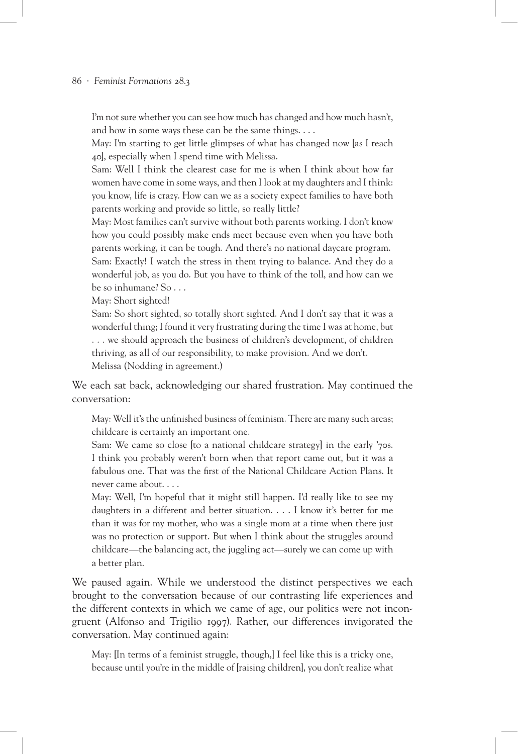I'm not sure whether you can see how much has changed and how much hasn't, and how in some ways these can be the same things. . . .

May: I'm starting to get little glimpses of what has changed now [as I reach 40], especially when I spend time with Melissa.

Sam: Well I think the clearest case for me is when I think about how far women have come in some ways, and then I look at my daughters and I think: you know, life is crazy. How can we as a society expect families to have both parents working and provide so little, so really little?

May: Most families can't survive without both parents working. I don't know how you could possibly make ends meet because even when you have both parents working, it can be tough. And there's no national daycare program.

Sam: Exactly! I watch the stress in them trying to balance. And they do a wonderful job, as you do. But you have to think of the toll, and how can we be so inhumane? So . . .

May: Short sighted!

Sam: So short sighted, so totally short sighted. And I don't say that it was a wonderful thing; I found it very frustrating during the time I was at home, but . . . we should approach the business of children's development, of children thriving, as all of our responsibility, to make provision. And we don't.

Melissa (Nodding in agreement.)

We each sat back, acknowledging our shared frustration. May continued the conversation:

May: Well it's the unfinished business of feminism. There are many such areas; childcare is certainly an important one.

Sam: We came so close [to a national childcare strategy] in the early '70s. I think you probably weren't born when that report came out, but it was a fabulous one. That was the first of the National Childcare Action Plans. It never came about. . . .

May: Well, I'm hopeful that it might still happen. I'd really like to see my daughters in a different and better situation. . . . I know it's better for me than it was for my mother, who was a single mom at a time when there just was no protection or support. But when I think about the struggles around childcare—the balancing act, the juggling act—surely we can come up with a better plan.

We paused again. While we understood the distinct perspectives we each brought to the conversation because of our contrasting life experiences and the different contexts in which we came of age, our politics were not incongruent (Alfonso and Trigilio 1997). Rather, our differences invigorated the conversation. May continued again:

May: [In terms of a feminist struggle, though,] I feel like this is a tricky one, because until you're in the middle of [raising children], you don't realize what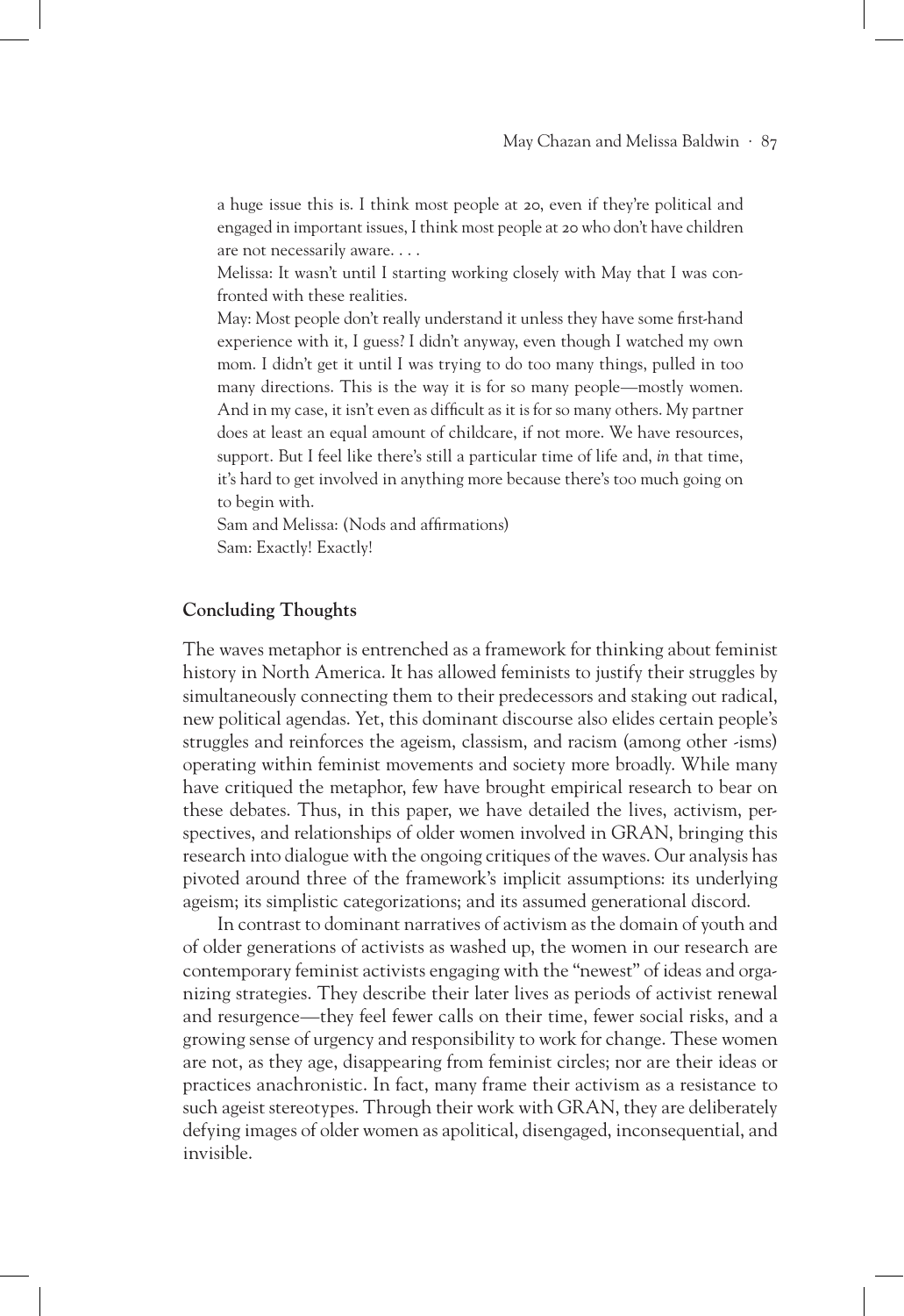a huge issue this is. I think most people at 20, even if they're political and engaged in important issues, I think most people at 20 who don't have children are not necessarily aware. . . .

Melissa: It wasn't until I starting working closely with May that I was confronted with these realities.

May: Most people don't really understand it unless they have some first-hand experience with it, I guess? I didn't anyway, even though I watched my own mom. I didn't get it until I was trying to do too many things, pulled in too many directions. This is the way it is for so many people—mostly women. And in my case, it isn't even as difficult as it is for so many others. My partner does at least an equal amount of childcare, if not more. We have resources, support. But I feel like there's still a particular time of life and, *in* that time, it's hard to get involved in anything more because there's too much going on to begin with.

Sam and Melissa: (Nods and affirmations)

Sam: Exactly! Exactly!

## Concluding Thoughts

The waves metaphor is entrenched as a framework for thinking about feminist history in North America. It has allowed feminists to justify their struggles by simultaneously connecting them to their predecessors and staking out radical, new political agendas. Yet, this dominant discourse also elides certain people's struggles and reinforces the ageism, classism, and racism (among other -isms) operating within feminist movements and society more broadly. While many have critiqued the metaphor, few have brought empirical research to bear on these debates. Thus, in this paper, we have detailed the lives, activism, perspectives, and relationships of older women involved in GRAN, bringing this research into dialogue with the ongoing critiques of the waves. Our analysis has pivoted around three of the framework's implicit assumptions: its underlying ageism; its simplistic categorizations; and its assumed generational discord.

In contrast to dominant narratives of activism as the domain of youth and of older generations of activists as washed up, the women in our research are contemporary feminist activists engaging with the "newest" of ideas and organizing strategies. They describe their later lives as periods of activist renewal and resurgence—they feel fewer calls on their time, fewer social risks, and a growing sense of urgency and responsibility to work for change. These women are not, as they age, disappearing from feminist circles; nor are their ideas or practices anachronistic. In fact, many frame their activism as a resistance to such ageist stereotypes. Through their work with GRAN, they are deliberately defying images of older women as apolitical, disengaged, inconsequential, and invisible.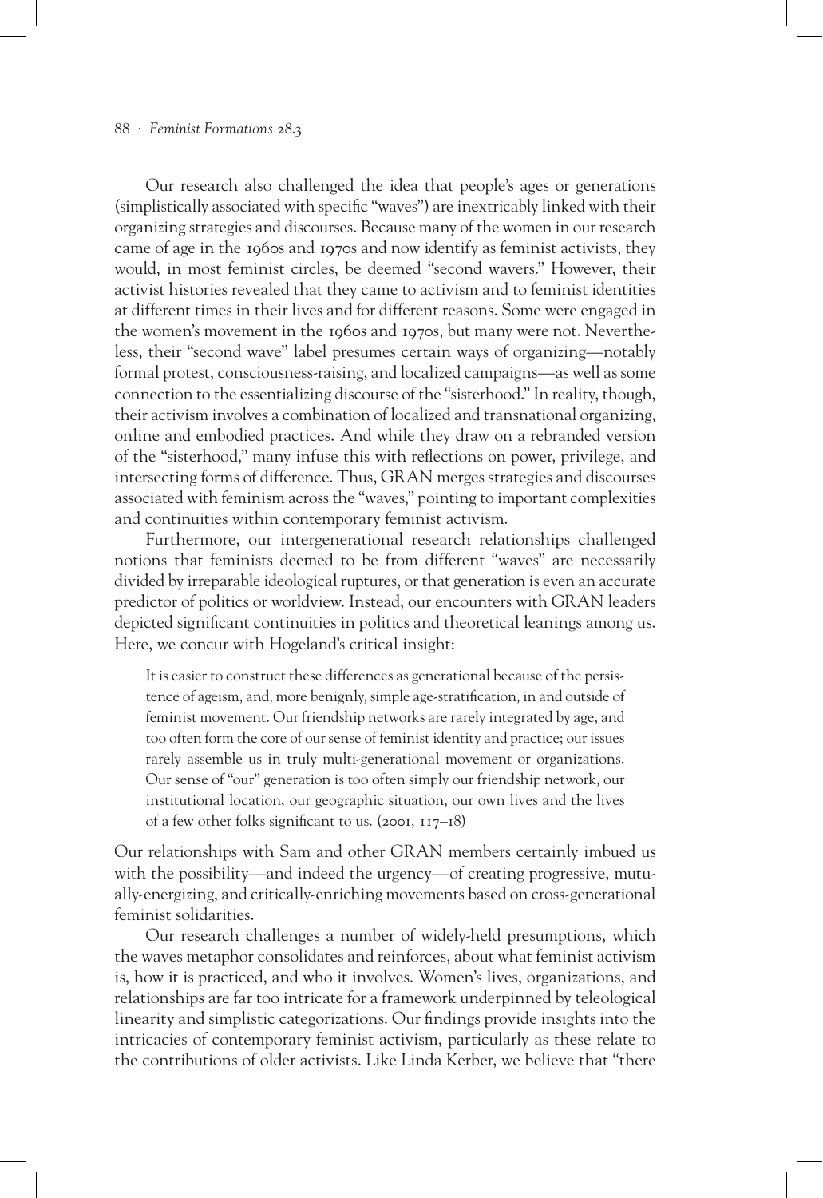Our research also challenged the idea that people's ages or generations (simplistically associated with specific "waves") are inextricably linked with their organizing strategies and discourses. Because many of the women in our research came of age in the 1960s and 1970s and now identify as feminist activists, they would, in most feminist circles, be deemed "second wavers." However, their activist histories revealed that they came to activism and to feminist identities at different times in their lives and for different reasons. Some were engaged in the women's movement in the 1960s and 1970s, but many were not. Nevertheless, their "second wave" label presumes certain ways of organizing—notably formal protest, consciousness-raising, and localized campaigns—as well as some connection to the essentializing discourse of the "sisterhood." In reality, though, their activism involves a combination of localized and transnational organizing, online and embodied practices. And while they draw on a rebranded version of the "sisterhood," many infuse this with reflections on power, privilege, and intersecting forms of difference. Thus, GRAN merges strategies and discourses associated with feminism across the "waves," pointing to important complexities and continuities within contemporary feminist activism.

Furthermore, our intergenerational research relationships challenged notions that feminists deemed to be from different "waves" are necessarily divided by irreparable ideological ruptures, or that generation is even an accurate predictor of politics or worldview. Instead, our encounters with GRAN leaders depicted significant continuities in politics and theoretical leanings among us. Here, we concur with Hogeland's critical insight:

> It is easier to construct these differences as generational because of the persistence of ageism, and, more benignly, simple age-stratification, in and outside of feminist movement. Our friendship networks are rarely integrated by age, and too often form the core of our sense of feminist identity and practice; our issues rarely assemble us in truly multi-generational movement or organizations. Our sense of "our" generation is too often simply our friendship network, our institutional location, our geographic situation, our own lives and the lives of a few other folks significant to us. (2001, 117–18)

Our relationships with Sam and other GRAN members certainly imbued us with the possibility—and indeed the urgency—of creating progressive, mutually-energizing, and critically-enriching movements based on cross-generational feminist solidarities.

Our research challenges a number of widely-held presumptions, which the waves metaphor consolidates and reinforces, about what feminist activism is, how it is practiced, and who it involves. Women's lives, organizations, and relationships are far too intricate for a framework underpinned by teleological linearity and simplistic categorizations. Our findings provide insights into the intricacies of contemporary feminist activism, particularly as these relate to the contributions of older activists. Like Linda Kerber, we believe that "there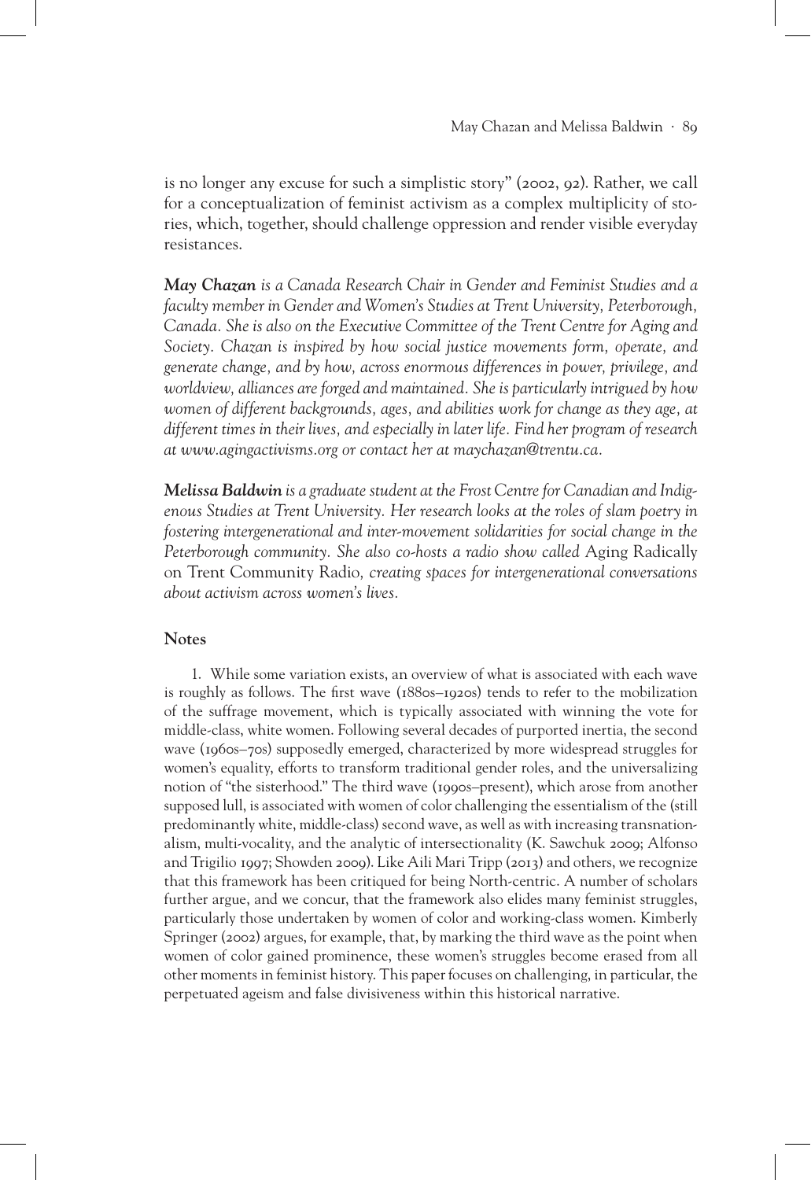is no longer any excuse for such a simplistic story" (2002, 92). Rather, we call for a conceptualization of feminist activism as a complex multiplicity of stories, which, together, should challenge oppression and render visible everyday resistances.

***May Chazan*** *is a Canada Research Chair in Gender and Feminist Studies and a faculty member in Gender and Women's Studies at Trent University, Peterborough, Canada. She is also on the Executive Committee of the Trent Centre for Aging and Society. Chazan is inspired by how social justice movements form, operate, and generate change, and by how, across enormous differences in power, privilege, and worldview, alliances are forged and maintained. She is particularly intrigued by how women of different backgrounds, ages, and abilities work for change as they age, at different times in their lives, and especially in later life. Find her program of research at www.agingactivisms.org or contact her at maychazan@trentu.ca.*

***Melissa Baldwin*** *is a graduate student at the Frost Centre for Canadian and Indigenous Studies at Trent University. Her research looks at the roles of slam poetry in fostering intergenerational and inter-movement solidarities for social change in the Peterborough community. She also co-hosts a radio show called* Aging Radically on Trent Community Radio*, creating spaces for intergenerational conversations about activism across women's lives.*

## Notes

1. While some variation exists, an overview of what is associated with each wave is roughly as follows. The first wave (1880s–1920s) tends to refer to the mobilization of the suffrage movement, which is typically associated with winning the vote for middle-class, white women. Following several decades of purported inertia, the second wave (1960s–70s) supposedly emerged, characterized by more widespread struggles for women's equality, efforts to transform traditional gender roles, and the universalizing notion of "the sisterhood." The third wave (1990s–present), which arose from another supposed lull, is associated with women of color challenging the essentialism of the (still predominantly white, middle-class) second wave, as well as with increasing transnationalism, multi-vocality, and the analytic of intersectionality (K. Sawchuk 2009; Alfonso and Trigilio 1997; Showden 2009). Like Aili Mari Tripp (2013) and others, we recognize that this framework has been critiqued for being North-centric. A number of scholars further argue, and we concur, that the framework also elides many feminist struggles, particularly those undertaken by women of color and working-class women. Kimberly Springer (2002) argues, for example, that, by marking the third wave as the point when women of color gained prominence, these women's struggles become erased from all other moments in feminist history. This paper focuses on challenging, in particular, the perpetuated ageism and false divisiveness within this historical narrative.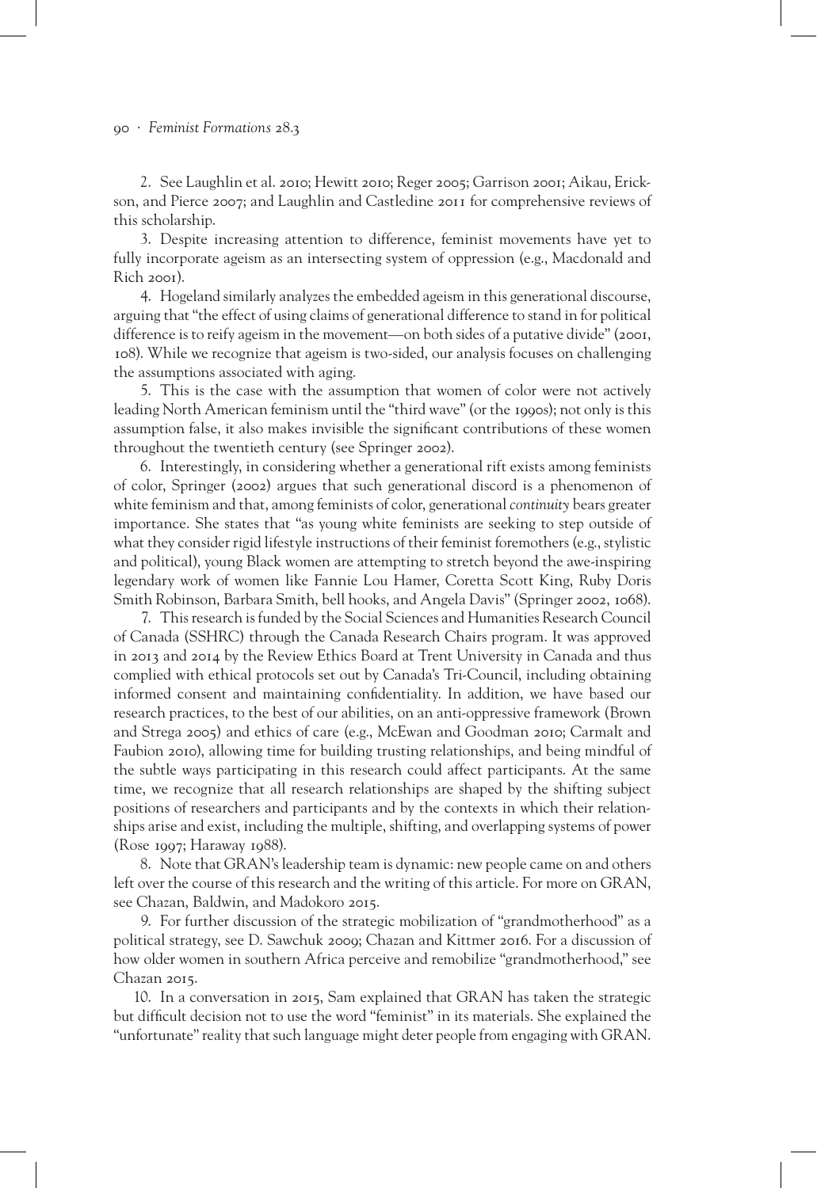2. See Laughlin et al. 2010; Hewitt 2010; Reger 2005; Garrison 2001; Aikau, Erickson, and Pierce 2007; and Laughlin and Castledine 2011 for comprehensive reviews of this scholarship.

3. Despite increasing attention to difference, feminist movements have yet to fully incorporate ageism as an intersecting system of oppression (e.g., Macdonald and Rich 2001).

4. Hogeland similarly analyzes the embedded ageism in this generational discourse, arguing that "the effect of using claims of generational difference to stand in for political difference is to reify ageism in the movement—on both sides of a putative divide" (2001, 108). While we recognize that ageism is two-sided, our analysis focuses on challenging the assumptions associated with aging.

5. This is the case with the assumption that women of color were not actively leading North American feminism until the "third wave" (or the 1990s); not only is this assumption false, it also makes invisible the significant contributions of these women throughout the twentieth century (see Springer 2002).

6. Interestingly, in considering whether a generational rift exists among feminists of color, Springer (2002) argues that such generational discord is a phenomenon of white feminism and that, among feminists of color, generational *continuity* bears greater importance. She states that "as young white feminists are seeking to step outside of what they consider rigid lifestyle instructions of their feminist foremothers (e.g., stylistic and political), young Black women are attempting to stretch beyond the awe-inspiring legendary work of women like Fannie Lou Hamer, Coretta Scott King, Ruby Doris Smith Robinson, Barbara Smith, bell hooks, and Angela Davis" (Springer 2002, 1068).

7. This research is funded by the Social Sciences and Humanities Research Council of Canada (SSHRC) through the Canada Research Chairs program. It was approved in 2013 and 2014 by the Review Ethics Board at Trent University in Canada and thus complied with ethical protocols set out by Canada's Tri-Council, including obtaining informed consent and maintaining confidentiality. In addition, we have based our research practices, to the best of our abilities, on an anti-oppressive framework (Brown and Strega 2005) and ethics of care (e.g., McEwan and Goodman 2010; Carmalt and Faubion 2010), allowing time for building trusting relationships, and being mindful of the subtle ways participating in this research could affect participants. At the same time, we recognize that all research relationships are shaped by the shifting subject positions of researchers and participants and by the contexts in which their relationships arise and exist, including the multiple, shifting, and overlapping systems of power (Rose 1997; Haraway 1988).

8. Note that GRAN's leadership team is dynamic: new people came on and others left over the course of this research and the writing of this article. For more on GRAN, see Chazan, Baldwin, and Madokoro 2015.

9. For further discussion of the strategic mobilization of "grandmotherhood" as a political strategy, see D. Sawchuk 2009; Chazan and Kittmer 2016. For a discussion of how older women in southern Africa perceive and remobilize "grandmotherhood," see Chazan 2015.

10. In a conversation in 2015, Sam explained that GRAN has taken the strategic but difficult decision not to use the word "feminist" in its materials. She explained the "unfortunate" reality that such language might deter people from engaging with GRAN.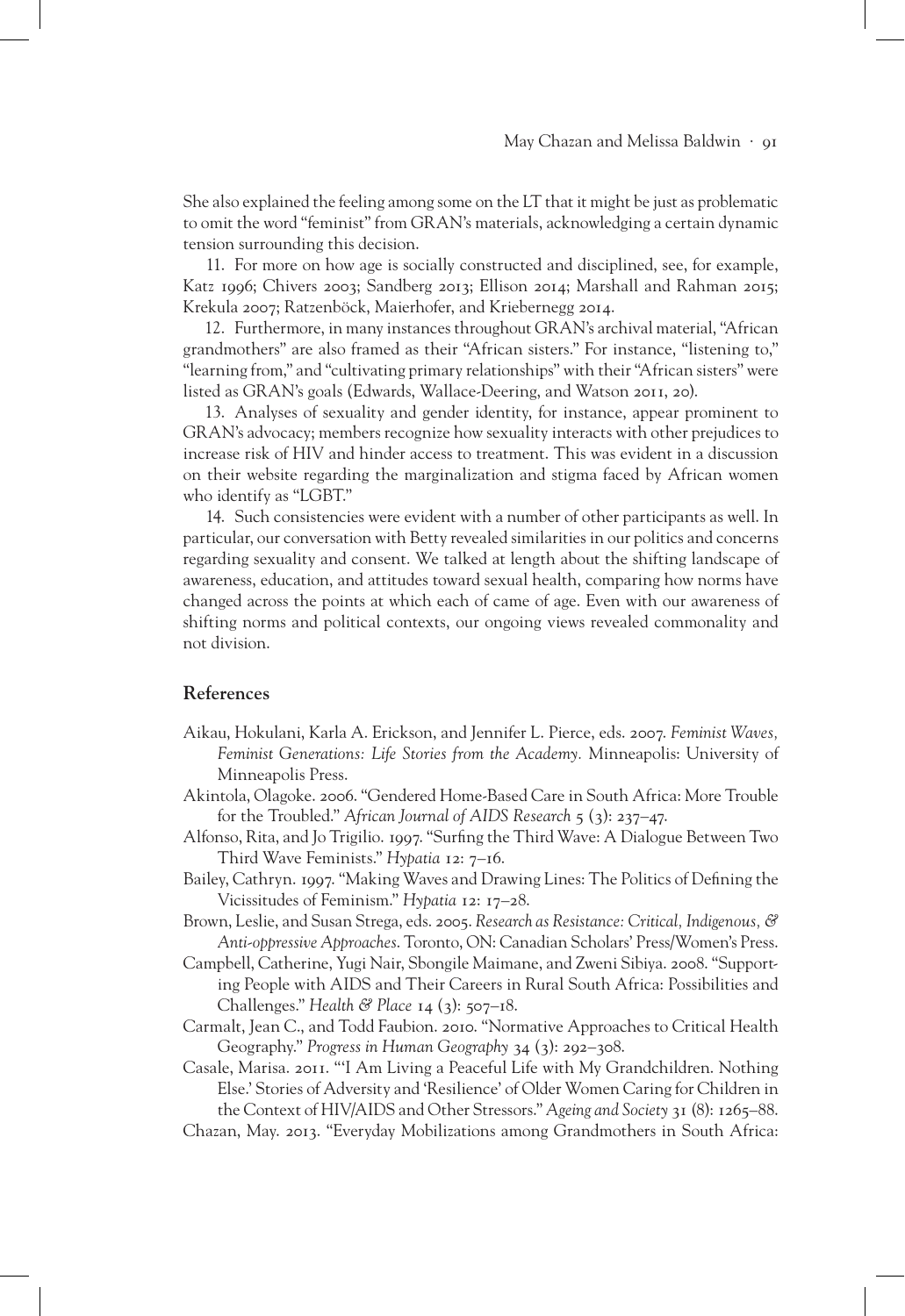She also explained the feeling among some on the LT that it might be just as problematic to omit the word "feminist" from GRAN's materials, acknowledging a certain dynamic tension surrounding this decision.

11. For more on how age is socially constructed and disciplined, see, for example, Katz 1996; Chivers 2003; Sandberg 2013; Ellison 2014; Marshall and Rahman 2015; Krekula 2007; Ratzenböck, Maierhofer, and Kriebernegg 2014.

12. Furthermore, in many instances throughout GRAN's archival material, "African grandmothers" are also framed as their "African sisters." For instance, "listening to," "learning from," and "cultivating primary relationships" with their "African sisters" were listed as GRAN's goals (Edwards, Wallace-Deering, and Watson 2011, 20).

13. Analyses of sexuality and gender identity, for instance, appear prominent to GRAN's advocacy; members recognize how sexuality interacts with other prejudices to increase risk of HIV and hinder access to treatment. This was evident in a discussion on their website regarding the marginalization and stigma faced by African women who identify as "LGBT."

14. Such consistencies were evident with a number of other participants as well. In particular, our conversation with Betty revealed similarities in our politics and concerns regarding sexuality and consent. We talked at length about the shifting landscape of awareness, education, and attitudes toward sexual health, comparing how norms have changed across the points at which each of came of age. Even with our awareness of shifting norms and political contexts, our ongoing views revealed commonality and not division.

## References

Aikau, Hokulani, Karla A. Erickson, and Jennifer L. Pierce, eds. 2007. *Feminist Waves, Feminist Generations: Life Stories from the Academy.* Minneapolis: University of Minneapolis Press.

Akintola, Olagoke. 2006. "Gendered Home-Based Care in South Africa: More Trouble for the Troubled." *African Journal of AIDS Research* 5 (3): 237–47.

Alfonso, Rita, and Jo Trigilio. 1997. "Surfing the Third Wave: A Dialogue Between Two Third Wave Feminists." *Hypatia* 12: 7–16.

Bailey, Cathryn. 1997. "Making Waves and Drawing Lines: The Politics of Defining the Vicissitudes of Feminism." *Hypatia* 12: 17–28.

Brown, Leslie, and Susan Strega, eds. 2005. *Research as Resistance: Critical, Indigenous, & Anti-oppressive Approaches.* Toronto, ON: Canadian Scholars' Press/Women's Press.

Campbell, Catherine, Yugi Nair, Sbongile Maimane, and Zweni Sibiya. 2008. "Supporting People with AIDS and Their Careers in Rural South Africa: Possibilities and Challenges." *Health & Place* 14 (3): 507–18.

Carmalt, Jean C., and Todd Faubion. 2010. "Normative Approaches to Critical Health Geography." *Progress in Human Geography* 34 (3): 292–308.

Casale, Marisa. 2011. "'I Am Living a Peaceful Life with My Grandchildren. Nothing Else.' Stories of Adversity and 'Resilience' of Older Women Caring for Children in the Context of HIV/AIDS and Other Stressors." *Ageing and Society* 31 (8): 1265–88.

Chazan, May. 2013. "Everyday Mobilizations among Grandmothers in South Africa: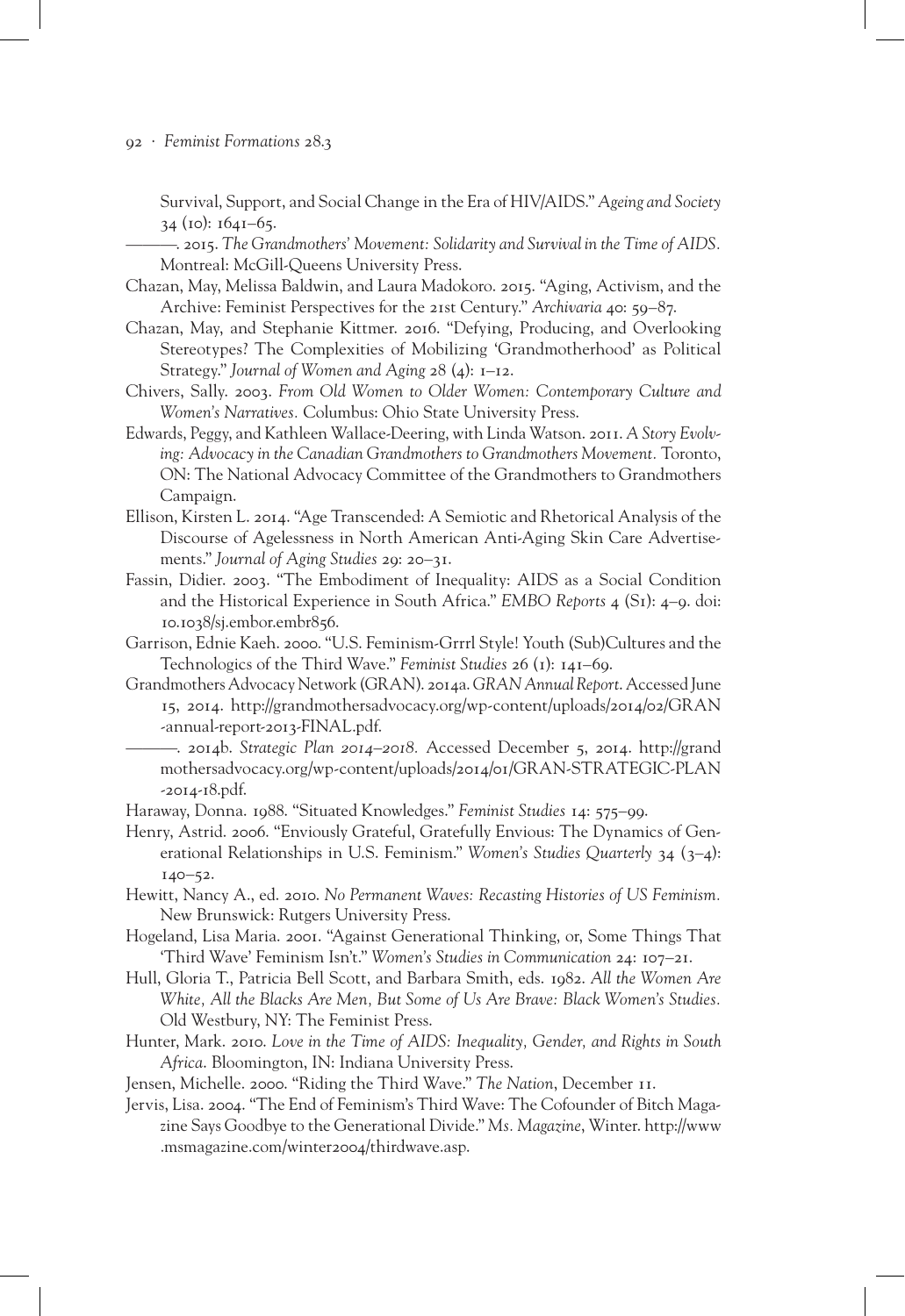Survival, Support, and Social Change in the Era of HIV/AIDS." *Ageing and Society* 34 (10): 1641–65.

———. 2015. *The Grandmothers' Movement: Solidarity and Survival in the Time of AIDS.* Montreal: McGill-Queens University Press.

Chazan, May, Melissa Baldwin, and Laura Madokoro. 2015. "Aging, Activism, and the Archive: Feminist Perspectives for the 21st Century." *Archivaria* 40: 59–87.

Chazan, May, and Stephanie Kittmer. 2016. "Defying, Producing, and Overlooking Stereotypes? The Complexities of Mobilizing 'Grandmotherhood' as Political Strategy." *Journal of Women and Aging* 28 (4): 1–12.

Chivers, Sally. 2003. *From Old Women to Older Women: Contemporary Culture and Women's Narratives.* Columbus: Ohio State University Press.

Edwards, Peggy, and Kathleen Wallace-Deering, with Linda Watson. 2011. *A Story Evolving: Advocacy in the Canadian Grandmothers to Grandmothers Movement.* Toronto, ON: The National Advocacy Committee of the Grandmothers to Grandmothers Campaign.

Ellison, Kirsten L. 2014. "Age Transcended: A Semiotic and Rhetorical Analysis of the Discourse of Agelessness in North American Anti-Aging Skin Care Advertisements." *Journal of Aging Studies* 29: 20–31.

Fassin, Didier. 2003. "The Embodiment of Inequality: AIDS as a Social Condition and the Historical Experience in South Africa." *EMBO Reports* 4 (S1): 4–9. doi: 10.1038/sj.embor.embr856.

Garrison, Ednie Kaeh. 2000. "U.S. Feminism-Grrrl Style! Youth (Sub)Cultures and the Technologics of the Third Wave." *Feminist Studies* 26 (1): 141–69.

Grandmothers Advocacy Network (GRAN). 2014a. *GRAN Annual Report.* Accessed June 15, 2014. http://grandmothersadvocacy.org/wp-content/uploads/2014/02/GRAN-annual-report-2013-FINAL.pdf.

———. 2014b. *Strategic Plan 2014–2018.* Accessed December 5, 2014. http://grandmothersadvocacy.org/wp-content/uploads/2014/01/GRAN-STRATEGIC-PLAN-2014-18.pdf.

Haraway, Donna. 1988. "Situated Knowledges." *Feminist Studies* 14: 575–99.

Henry, Astrid. 2006. "Enviously Grateful, Gratefully Envious: The Dynamics of Generational Relationships in U.S. Feminism." *Women's Studies Quarterly* 34 (3–4): 140–52.

Hewitt, Nancy A., ed. 2010. *No Permanent Waves: Recasting Histories of US Feminism.* New Brunswick: Rutgers University Press.

Hogeland, Lisa Maria. 2001. "Against Generational Thinking, or, Some Things That 'Third Wave' Feminism Isn't." *Women's Studies in Communication* 24: 107–21.

Hull, Gloria T., Patricia Bell Scott, and Barbara Smith, eds. 1982. *All the Women Are White, All the Blacks Are Men, But Some of Us Are Brave: Black Women's Studies.* Old Westbury, NY: The Feminist Press.

Hunter, Mark. 2010. *Love in the Time of AIDS: Inequality, Gender, and Rights in South Africa.* Bloomington, IN: Indiana University Press.

Jensen, Michelle. 2000. "Riding the Third Wave." *The Nation*, December 11.

Jervis, Lisa. 2004. "The End of Feminism's Third Wave: The Cofounder of Bitch Magazine Says Goodbye to the Generational Divide." *Ms. Magazine*, Winter. http://www.msmagazine.com/winter2004/thirdwave.asp.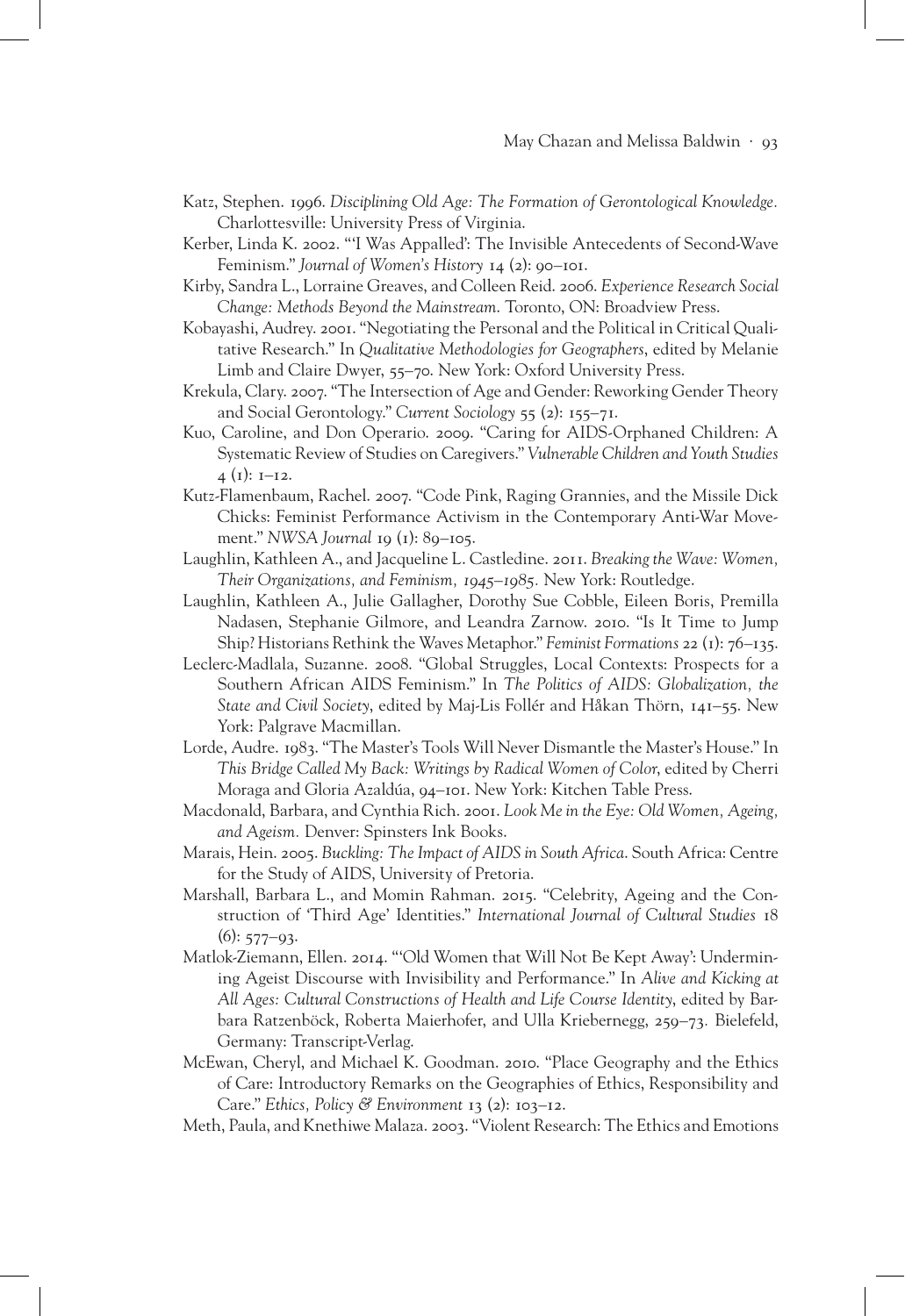Katz, Stephen. 1996. *Disciplining Old Age: The Formation of Gerontological Knowledge.* Charlottesville: University Press of Virginia.

Kerber, Linda K. 2002. "'I Was Appalled': The Invisible Antecedents of Second-Wave Feminism." *Journal of Women's History* 14 (2): 90–101.

Kirby, Sandra L., Lorraine Greaves, and Colleen Reid. 2006. *Experience Research Social Change: Methods Beyond the Mainstream.* Toronto, ON: Broadview Press.

Kobayashi, Audrey. 2001. "Negotiating the Personal and the Political in Critical Qualitative Research." In *Qualitative Methodologies for Geographers*, edited by Melanie Limb and Claire Dwyer, 55–70. New York: Oxford University Press.

Krekula, Clary. 2007. "The Intersection of Age and Gender: Reworking Gender Theory and Social Gerontology." *Current Sociology* 55 (2): 155–71.

Kuo, Caroline, and Don Operario. 2009. "Caring for AIDS-Orphaned Children: A Systematic Review of Studies on Caregivers." *Vulnerable Children and Youth Studies* 4 (1): 1–12.

Kutz-Flamenbaum, Rachel. 2007. "Code Pink, Raging Grannies, and the Missile Dick Chicks: Feminist Performance Activism in the Contemporary Anti-War Movement." *NWSA Journal* 19 (1): 89–105.

Laughlin, Kathleen A., and Jacqueline L. Castledine. 2011. *Breaking the Wave: Women, Their Organizations, and Feminism, 1945–1985.* New York: Routledge.

Laughlin, Kathleen A., Julie Gallagher, Dorothy Sue Cobble, Eileen Boris, Premilla Nadasen, Stephanie Gilmore, and Leandra Zarnow. 2010. "Is It Time to Jump Ship? Historians Rethink the Waves Metaphor." *Feminist Formations* 22 (1): 76–135.

Leclerc-Madlala, Suzanne. 2008. "Global Struggles, Local Contexts: Prospects for a Southern African AIDS Feminism." In *The Politics of AIDS: Globalization, the State and Civil Society*, edited by Maj-Lis Follér and Håkan Thörn, 141–55. New York: Palgrave Macmillan.

Lorde, Audre. 1983. "The Master's Tools Will Never Dismantle the Master's House." In *This Bridge Called My Back: Writings by Radical Women of Color*, edited by Cherri Moraga and Gloria Azaldúa, 94–101. New York: Kitchen Table Press.

Macdonald, Barbara, and Cynthia Rich. 2001. *Look Me in the Eye: Old Women, Ageing, and Ageism.* Denver: Spinsters Ink Books.

Marais, Hein. 2005. *Buckling: The Impact of AIDS in South Africa*. South Africa: Centre for the Study of AIDS, University of Pretoria.

Marshall, Barbara L., and Momin Rahman. 2015. "Celebrity, Ageing and the Construction of 'Third Age' Identities." *International Journal of Cultural Studies* 18 (6): 577–93.

Matlok-Ziemann, Ellen. 2014. "'Old Women that Will Not Be Kept Away': Undermining Ageist Discourse with Invisibility and Performance." In *Alive and Kicking at All Ages: Cultural Constructions of Health and Life Course Identity*, edited by Barbara Ratzenböck, Roberta Maierhofer, and Ulla Kriebernegg, 259–73. Bielefeld, Germany: Transcript-Verlag.

McEwan, Cheryl, and Michael K. Goodman. 2010. "Place Geography and the Ethics of Care: Introductory Remarks on the Geographies of Ethics, Responsibility and Care." *Ethics, Policy & Environment* 13 (2): 103–12.

Meth, Paula, and Knethiwe Malaza. 2003. "Violent Research: The Ethics and Emotions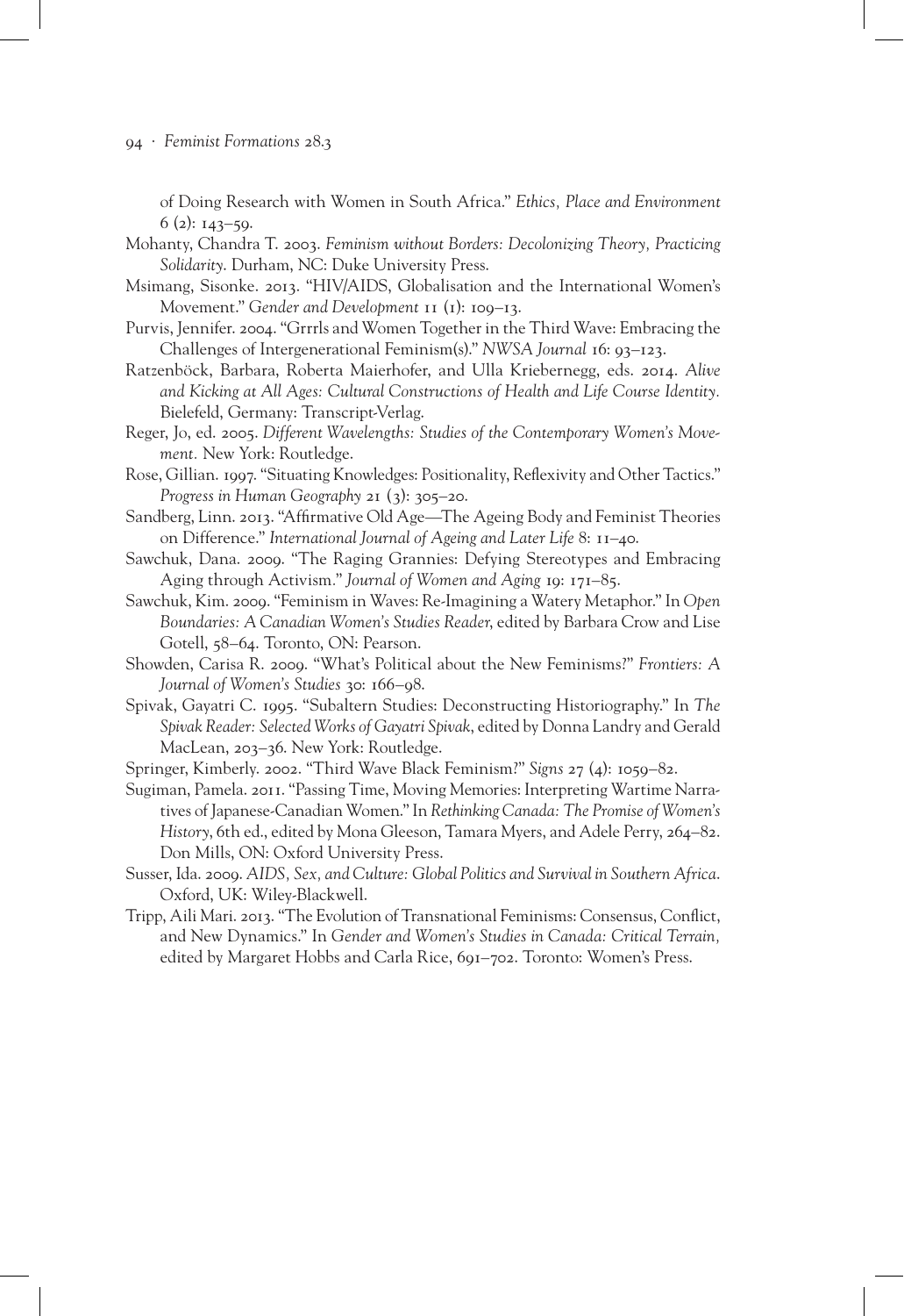of Doing Research with Women in South Africa." *Ethics, Place and Environment* 6 (2): 143–59.

Mohanty, Chandra T. 2003. *Feminism without Borders: Decolonizing Theory, Practicing Solidarity*. Durham, NC: Duke University Press.

Msimang, Sisonke. 2013. "HIV/AIDS, Globalisation and the International Women's Movement." *Gender and Development* 11 (1): 109–13.

Purvis, Jennifer. 2004. "Grrrls and Women Together in the Third Wave: Embracing the Challenges of Intergenerational Feminism(s)." *NWSA Journal* 16: 93–123.

Ratzenböck, Barbara, Roberta Maierhofer, and Ulla Kriebernegg, eds. 2014. *Alive and Kicking at All Ages: Cultural Constructions of Health and Life Course Identity.* Bielefeld, Germany: Transcript-Verlag.

Reger, Jo, ed. 2005. *Different Wavelengths: Studies of the Contemporary Women's Movement.* New York: Routledge.

Rose, Gillian. 1997. "Situating Knowledges: Positionality, Reflexivity and Other Tactics." *Progress in Human Geography* 21 (3): 305–20.

Sandberg, Linn. 2013. "Affirmative Old Age—The Ageing Body and Feminist Theories on Difference." *International Journal of Ageing and Later Life* 8: 11–40.

Sawchuk, Dana. 2009. "The Raging Grannies: Defying Stereotypes and Embracing Aging through Activism." *Journal of Women and Aging* 19: 171–85.

Sawchuk, Kim. 2009. "Feminism in Waves: Re-Imagining a Watery Metaphor." In *Open Boundaries: A Canadian Women's Studies Reader*, edited by Barbara Crow and Lise Gotell, 58–64. Toronto, ON: Pearson.

Showden, Carisa R. 2009. "What's Political about the New Feminisms?" *Frontiers: A Journal of Women's Studies* 30: 166–98.

Spivak, Gayatri C. 1995. "Subaltern Studies: Deconstructing Historiography." In *The Spivak Reader: Selected Works of Gayatri Spivak*, edited by Donna Landry and Gerald MacLean, 203–36. New York: Routledge.

Springer, Kimberly. 2002. "Third Wave Black Feminism?" *Signs* 27 (4): 1059–82.

Sugiman, Pamela. 2011. "Passing Time, Moving Memories: Interpreting Wartime Narratives of Japanese-Canadian Women." In *Rethinking Canada: The Promise of Women's History*, 6th ed., edited by Mona Gleeson, Tamara Myers, and Adele Perry, 264–82. Don Mills, ON: Oxford University Press.

Susser, Ida. 2009. *AIDS, Sex, and Culture: Global Politics and Survival in Southern Africa*. Oxford, UK: Wiley-Blackwell.

Tripp, Aili Mari. 2013. "The Evolution of Transnational Feminisms: Consensus, Conflict, and New Dynamics." In *Gender and Women's Studies in Canada: Critical Terrain*, edited by Margaret Hobbs and Carla Rice, 691–702. Toronto: Women's Press.